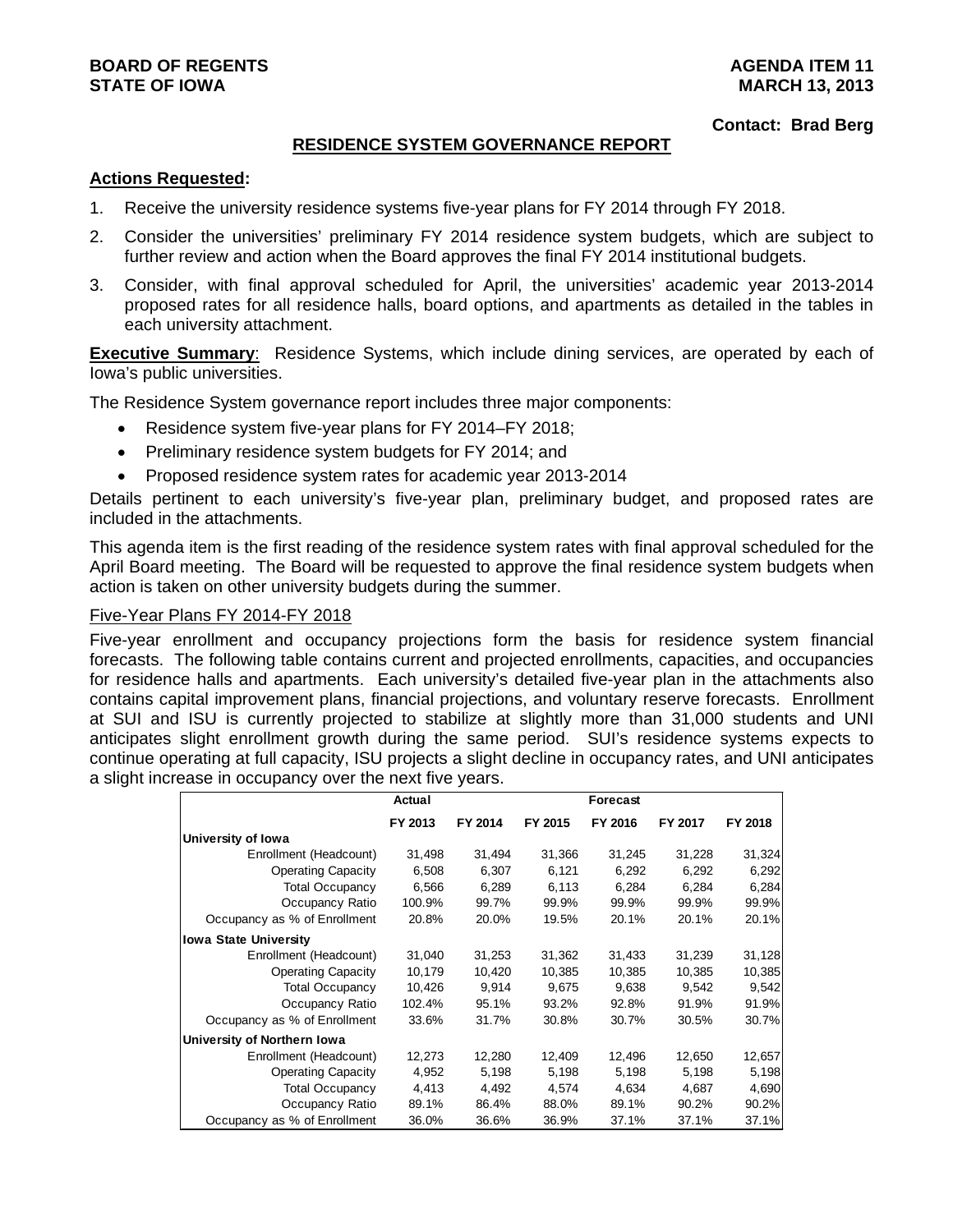**BOARD OF REGENTS**
**STATE OF IOWA**

**AGENDA ITEM 11**
**MARCH 13, 2013**

**Contact: Brad Berg**

## RESIDENCE SYSTEM GOVERNANCE REPORT

**Actions Requested:**

1. Receive the university residence systems five-year plans for FY 2014 through FY 2018.
2. Consider the universities' preliminary FY 2014 residence system budgets, which are subject to further review and action when the Board approves the final FY 2014 institutional budgets.
3. Consider, with final approval scheduled for April, the universities' academic year 2013-2014 proposed rates for all residence halls, board options, and apartments as detailed in the tables in each university attachment.

**Executive Summary**: Residence Systems, which include dining services, are operated by each of Iowa's public universities.

The Residence System governance report includes three major components:

- Residence system five-year plans for FY 2014–FY 2018;
- Preliminary residence system budgets for FY 2014; and
- Proposed residence system rates for academic year 2013-2014

Details pertinent to each university's five-year plan, preliminary budget, and proposed rates are included in the attachments.

This agenda item is the first reading of the residence system rates with final approval scheduled for the April Board meeting. The Board will be requested to approve the final residence system budgets when action is taken on other university budgets during the summer.

Five-Year Plans FY 2014-FY 2018

Five-year enrollment and occupancy projections form the basis for residence system financial forecasts. The following table contains current and projected enrollments, capacities, and occupancies for residence halls and apartments. Each university's detailed five-year plan in the attachments also contains capital improvement plans, financial projections, and voluntary reserve forecasts. Enrollment at SUI and ISU is currently projected to stabilize at slightly more than 31,000 students and UNI anticipates slight enrollment growth during the same period. SUI's residence systems expects to continue operating at full capacity, ISU projects a slight decline in occupancy rates, and UNI anticipates a slight increase in occupancy over the next five years.

| | Actual | Forecast | | | | |
|---|---|---|---|---|---|---|
| | FY 2013 | FY 2014 | FY 2015 | FY 2016 | FY 2017 | FY 2018 |
| **University of Iowa** | | | | | | |
| Enrollment (Headcount) | 31,498 | 31,494 | 31,366 | 31,245 | 31,228 | 31,324 |
| Operating Capacity | 6,508 | 6,307 | 6,121 | 6,292 | 6,292 | 6,292 |
| Total Occupancy | 6,566 | 6,289 | 6,113 | 6,284 | 6,284 | 6,284 |
| Occupancy Ratio | 100.9% | 99.7% | 99.9% | 99.9% | 99.9% | 99.9% |
| Occupancy as % of Enrollment | 20.8% | 20.0% | 19.5% | 20.1% | 20.1% | 20.1% |
| **Iowa State University** | | | | | | |
| Enrollment (Headcount) | 31,040 | 31,253 | 31,362 | 31,433 | 31,239 | 31,128 |
| Operating Capacity | 10,179 | 10,420 | 10,385 | 10,385 | 10,385 | 10,385 |
| Total Occupancy | 10,426 | 9,914 | 9,675 | 9,638 | 9,542 | 9,542 |
| Occupancy Ratio | 102.4% | 95.1% | 93.2% | 92.8% | 91.9% | 91.9% |
| Occupancy as % of Enrollment | 33.6% | 31.7% | 30.8% | 30.7% | 30.5% | 30.7% |
| **University of Northern Iowa** | | | | | | |
| Enrollment (Headcount) | 12,273 | 12,280 | 12,409 | 12,496 | 12,650 | 12,657 |
| Operating Capacity | 4,952 | 5,198 | 5,198 | 5,198 | 5,198 | 5,198 |
| Total Occupancy | 4,413 | 4,492 | 4,574 | 4,634 | 4,687 | 4,690 |
| Occupancy Ratio | 89.1% | 86.4% | 88.0% | 89.1% | 90.2% | 90.2% |
| Occupancy as % of Enrollment | 36.0% | 36.6% | 36.9% | 37.1% | 37.1% | 37.1% |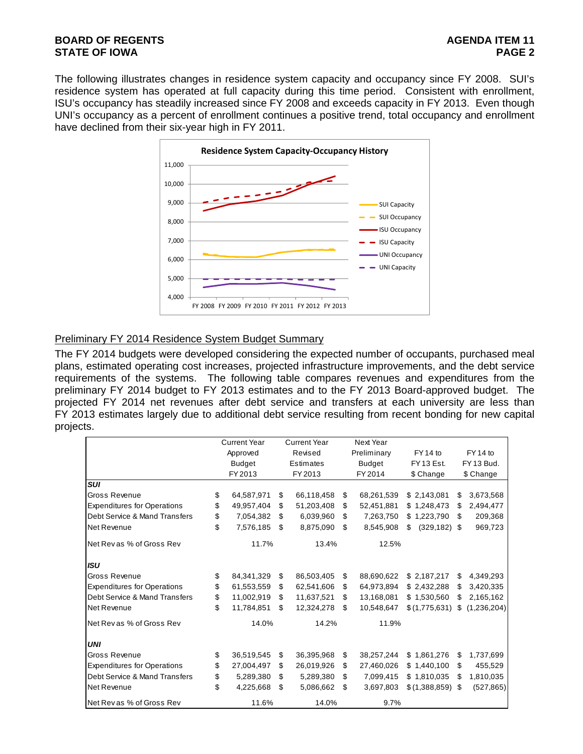The following illustrates changes in residence system capacity and occupancy since FY 2008. SUI's residence system has operated at full capacity during this time period. Consistent with enrollment, ISU's occupancy has steadily increased since FY 2008 and exceeds capacity in FY 2013. Even though UNI's occupancy as a percent of enrollment continues a positive trend, total occupancy and enrollment have declined from their six-year high in FY 2011.

**Residence System Capacity-Occupancy History**

## Preliminary FY 2014 Residence System Budget Summary

The FY 2014 budgets were developed considering the expected number of occupants, purchased meal plans, estimated operating cost increases, projected infrastructure improvements, and the debt service requirements of the systems. The following table compares revenues and expenditures from the preliminary FY 2014 budget to FY 2013 estimates and to the FY 2013 Board-approved budget. The projected FY 2014 net revenues after debt service and transfers at each university are less than FY 2013 estimates largely due to additional debt service resulting from recent bonding for new capital projects.

| | Current Year Approved Budget FY 2013 | Current Year Revised Estimates FY 2013 | Next Year Preliminary Budget FY 2014 | FY 14 to FY 13 Est. $ Change | FY 14 to FY 13 Bud. $ Change |
|---|---|---|---|---|---|
| ***SUI*** | | | | | |
| Gross Revenue | $ 64,587,971 | $ 66,118,458 | $ 68,261,539 | $ 2,143,081 | $ 3,673,568 |
| Expenditures for Operations | $ 49,957,404 | $ 51,203,408 | $ 52,451,881 | $ 1,248,473 | $ 2,494,477 |
| Debt Service & Mand Transfers | $ 7,054,382 | $ 6,039,960 | $ 7,263,750 | $ 1,223,790 | $ 209,368 |
| Net Revenue | $ 7,576,185 | $ 8,875,090 | $ 8,545,908 | $ (329,182) | $ 969,723 |
| Net Rev as % of Gross Rev | 11.7% | 13.4% | 12.5% | | |
| ***ISU*** | | | | | |
| Gross Revenue | $ 84,341,329 | $ 86,503,405 | $ 88,690,622 | $ 2,187,217 | $ 4,349,293 |
| Expenditures for Operations | $ 61,553,559 | $ 62,541,606 | $ 64,973,894 | $ 2,432,288 | $ 3,420,335 |
| Debt Service & Mand Transfers | $ 11,002,919 | $ 11,637,521 | $ 13,168,081 | $ 1,530,560 | $ 2,165,162 |
| Net Revenue | $ 11,784,851 | $ 12,324,278 | $ 10,548,647 | $ (1,775,631) | $ (1,236,204) |
| Net Rev as % of Gross Rev | 14.0% | 14.2% | 11.9% | | |
| ***UNI*** | | | | | |
| Gross Revenue | $ 36,519,545 | $ 36,395,968 | $ 38,257,244 | $ 1,861,276 | $ 1,737,699 |
| Expenditures for Operations | $ 27,004,497 | $ 26,019,926 | $ 27,460,026 | $ 1,440,100 | $ 455,529 |
| Debt Service & Mand Transfers | $ 5,289,380 | $ 5,289,380 | $ 7,099,415 | $ 1,810,035 | $ 1,810,035 |
| Net Revenue | $ 4,225,668 | $ 5,086,662 | $ 3,697,803 | $ (1,388,859) | $ (527,865) |
| Net Rev as % of Gross Rev | 11.6% | 14.0% | 9.7% | | |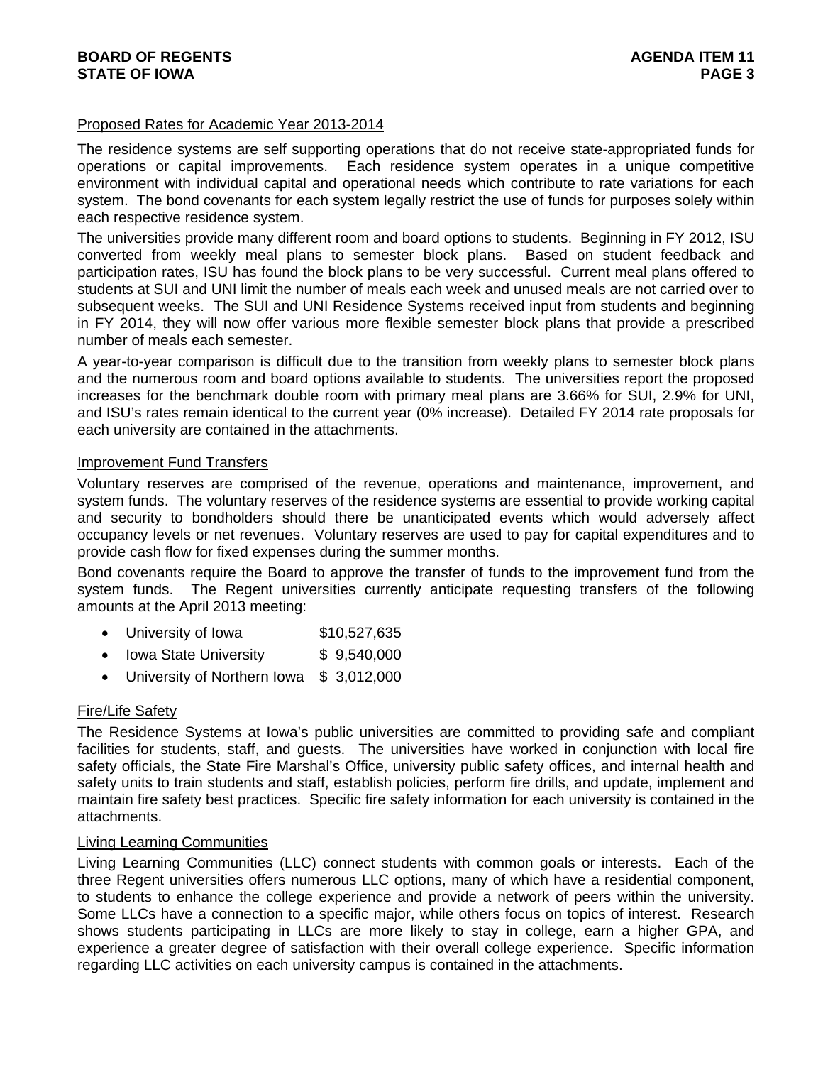## Proposed Rates for Academic Year 2013-2014

The residence systems are self supporting operations that do not receive state-appropriated funds for operations or capital improvements. Each residence system operates in a unique competitive environment with individual capital and operational needs which contribute to rate variations for each system. The bond covenants for each system legally restrict the use of funds for purposes solely within each respective residence system.

The universities provide many different room and board options to students. Beginning in FY 2012, ISU converted from weekly meal plans to semester block plans. Based on student feedback and participation rates, ISU has found the block plans to be very successful. Current meal plans offered to students at SUI and UNI limit the number of meals each week and unused meals are not carried over to subsequent weeks. The SUI and UNI Residence Systems received input from students and beginning in FY 2014, they will now offer various more flexible semester block plans that provide a prescribed number of meals each semester.

A year-to-year comparison is difficult due to the transition from weekly plans to semester block plans and the numerous room and board options available to students. The universities report the proposed increases for the benchmark double room with primary meal plans are 3.66% for SUI, 2.9% for UNI, and ISU's rates remain identical to the current year (0% increase). Detailed FY 2014 rate proposals for each university are contained in the attachments.

## Improvement Fund Transfers

Voluntary reserves are comprised of the revenue, operations and maintenance, improvement, and system funds. The voluntary reserves of the residence systems are essential to provide working capital and security to bondholders should there be unanticipated events which would adversely affect occupancy levels or net revenues. Voluntary reserves are used to pay for capital expenditures and to provide cash flow for fixed expenses during the summer months.

Bond covenants require the Board to approve the transfer of funds to the improvement fund from the system funds. The Regent universities currently anticipate requesting transfers of the following amounts at the April 2013 meeting:

- University of Iowa $10,527,635
- Iowa State University $ 9,540,000
- University of Northern Iowa $ 3,012,000

## Fire/Life Safety

The Residence Systems at Iowa's public universities are committed to providing safe and compliant facilities for students, staff, and guests. The universities have worked in conjunction with local fire safety officials, the State Fire Marshal's Office, university public safety offices, and internal health and safety units to train students and staff, establish policies, perform fire drills, and update, implement and maintain fire safety best practices. Specific fire safety information for each university is contained in the attachments.

## Living Learning Communities

Living Learning Communities (LLC) connect students with common goals or interests. Each of the three Regent universities offers numerous LLC options, many of which have a residential component, to students to enhance the college experience and provide a network of peers within the university. Some LLCs have a connection to a specific major, while others focus on topics of interest. Research shows students participating in LLCs are more likely to stay in college, earn a higher GPA, and experience a greater degree of satisfaction with their overall college experience. Specific information regarding LLC activities on each university campus is contained in the attachments.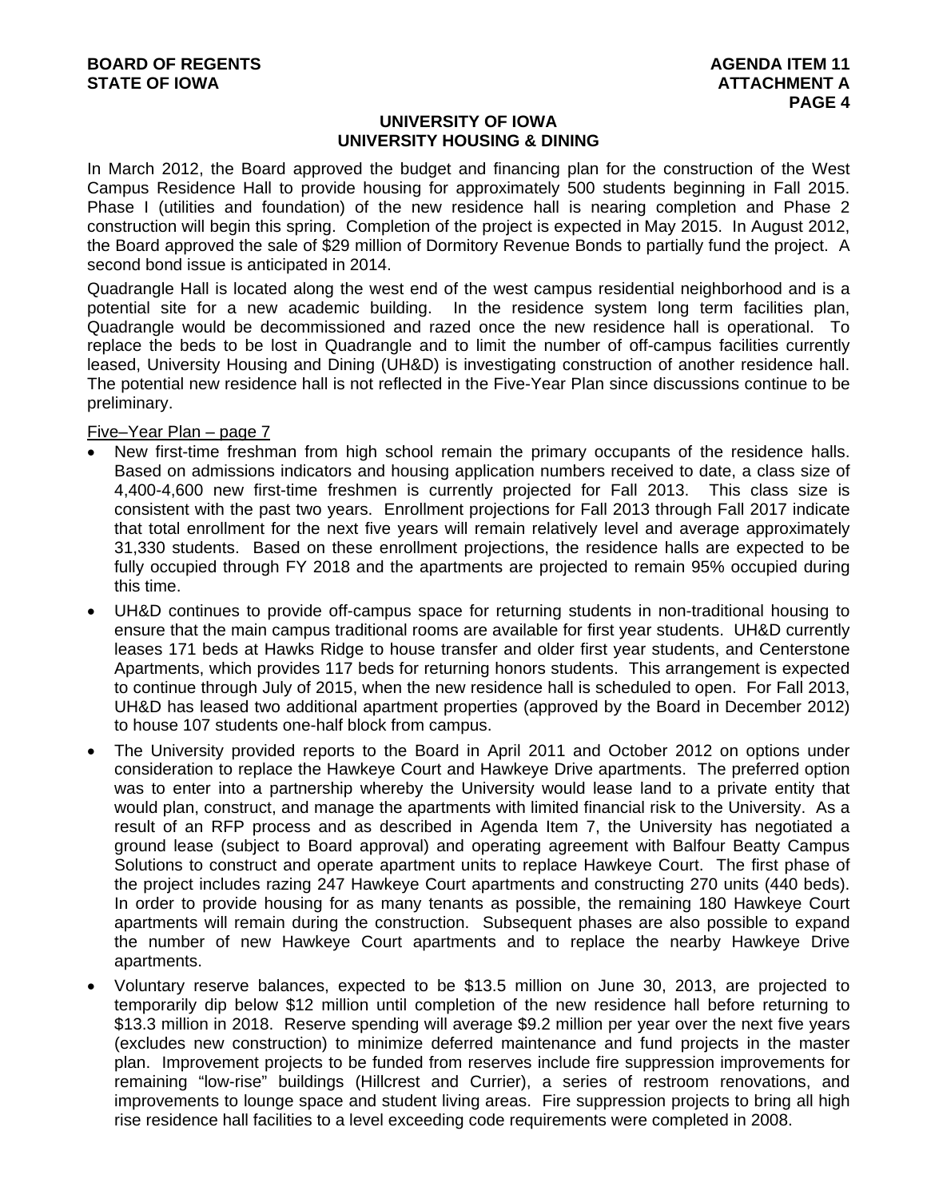## UNIVERSITY OF IOWA
## UNIVERSITY HOUSING & DINING

In March 2012, the Board approved the budget and financing plan for the construction of the West Campus Residence Hall to provide housing for approximately 500 students beginning in Fall 2015. Phase I (utilities and foundation) of the new residence hall is nearing completion and Phase 2 construction will begin this spring. Completion of the project is expected in May 2015. In August 2012, the Board approved the sale of $29 million of Dormitory Revenue Bonds to partially fund the project. A second bond issue is anticipated in 2014.

Quadrangle Hall is located along the west end of the west campus residential neighborhood and is a potential site for a new academic building. In the residence system long term facilities plan, Quadrangle would be decommissioned and razed once the new residence hall is operational. To replace the beds to be lost in Quadrangle and to limit the number of off-campus facilities currently leased, University Housing and Dining (UH&D) is investigating construction of another residence hall. The potential new residence hall is not reflected in the Five-Year Plan since discussions continue to be preliminary.

Five–Year Plan – page 7

- New first-time freshman from high school remain the primary occupants of the residence halls. Based on admissions indicators and housing application numbers received to date, a class size of 4,400-4,600 new first-time freshmen is currently projected for Fall 2013. This class size is consistent with the past two years. Enrollment projections for Fall 2013 through Fall 2017 indicate that total enrollment for the next five years will remain relatively level and average approximately 31,330 students. Based on these enrollment projections, the residence halls are expected to be fully occupied through FY 2018 and the apartments are projected to remain 95% occupied during this time.
- UH&D continues to provide off-campus space for returning students in non-traditional housing to ensure that the main campus traditional rooms are available for first year students. UH&D currently leases 171 beds at Hawks Ridge to house transfer and older first year students, and Centerstone Apartments, which provides 117 beds for returning honors students. This arrangement is expected to continue through July of 2015, when the new residence hall is scheduled to open. For Fall 2013, UH&D has leased two additional apartment properties (approved by the Board in December 2012) to house 107 students one-half block from campus.
- The University provided reports to the Board in April 2011 and October 2012 on options under consideration to replace the Hawkeye Court and Hawkeye Drive apartments. The preferred option was to enter into a partnership whereby the University would lease land to a private entity that would plan, construct, and manage the apartments with limited financial risk to the University. As a result of an RFP process and as described in Agenda Item 7, the University has negotiated a ground lease (subject to Board approval) and operating agreement with Balfour Beatty Campus Solutions to construct and operate apartment units to replace Hawkeye Court. The first phase of the project includes razing 247 Hawkeye Court apartments and constructing 270 units (440 beds). In order to provide housing for as many tenants as possible, the remaining 180 Hawkeye Court apartments will remain during the construction. Subsequent phases are also possible to expand the number of new Hawkeye Court apartments and to replace the nearby Hawkeye Drive apartments.
- Voluntary reserve balances, expected to be $13.5 million on June 30, 2013, are projected to temporarily dip below $12 million until completion of the new residence hall before returning to $13.3 million in 2018. Reserve spending will average $9.2 million per year over the next five years (excludes new construction) to minimize deferred maintenance and fund projects in the master plan. Improvement projects to be funded from reserves include fire suppression improvements for remaining "low-rise" buildings (Hillcrest and Currier), a series of restroom renovations, and improvements to lounge space and student living areas. Fire suppression projects to bring all high rise residence hall facilities to a level exceeding code requirements were completed in 2008.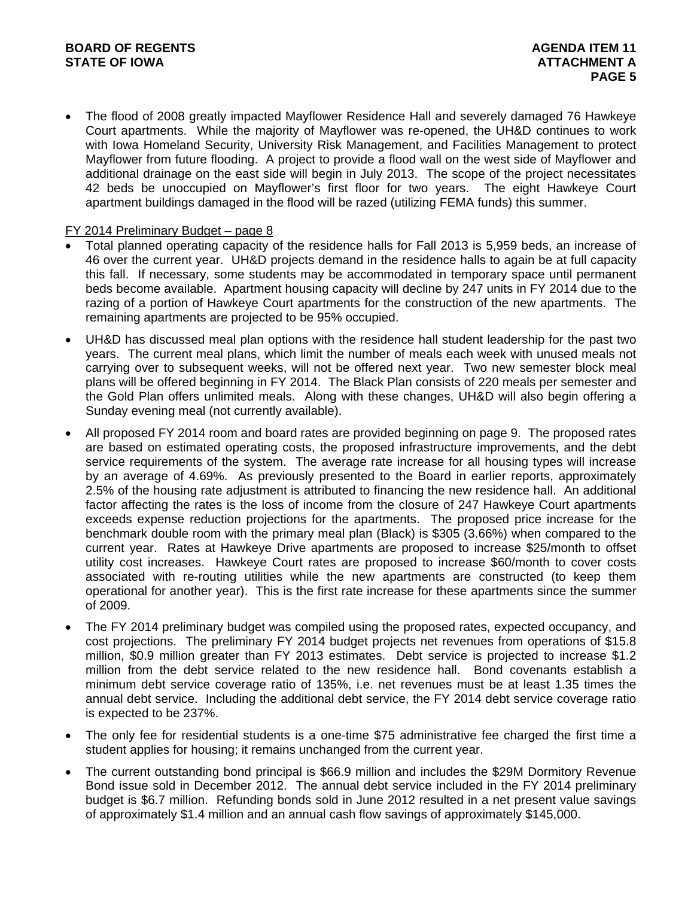- The flood of 2008 greatly impacted Mayflower Residence Hall and severely damaged 76 Hawkeye Court apartments. While the majority of Mayflower was re-opened, the UH&D continues to work with Iowa Homeland Security, University Risk Management, and Facilities Management to protect Mayflower from future flooding. A project to provide a flood wall on the west side of Mayflower and additional drainage on the east side will begin in July 2013. The scope of the project necessitates 42 beds be unoccupied on Mayflower's first floor for two years. The eight Hawkeye Court apartment buildings damaged in the flood will be razed (utilizing FEMA funds) this summer.

FY 2014 Preliminary Budget – page 8

- Total planned operating capacity of the residence halls for Fall 2013 is 5,959 beds, an increase of 46 over the current year. UH&D projects demand in the residence halls to again be at full capacity this fall. If necessary, some students may be accommodated in temporary space until permanent beds become available. Apartment housing capacity will decline by 247 units in FY 2014 due to the razing of a portion of Hawkeye Court apartments for the construction of the new apartments. The remaining apartments are projected to be 95% occupied.

- UH&D has discussed meal plan options with the residence hall student leadership for the past two years. The current meal plans, which limit the number of meals each week with unused meals not carrying over to subsequent weeks, will not be offered next year. Two new semester block meal plans will be offered beginning in FY 2014. The Black Plan consists of 220 meals per semester and the Gold Plan offers unlimited meals. Along with these changes, UH&D will also begin offering a Sunday evening meal (not currently available).

- All proposed FY 2014 room and board rates are provided beginning on page 9. The proposed rates are based on estimated operating costs, the proposed infrastructure improvements, and the debt service requirements of the system. The average rate increase for all housing types will increase by an average of 4.69%. As previously presented to the Board in earlier reports, approximately 2.5% of the housing rate adjustment is attributed to financing the new residence hall. An additional factor affecting the rates is the loss of income from the closure of 247 Hawkeye Court apartments exceeds expense reduction projections for the apartments. The proposed price increase for the benchmark double room with the primary meal plan (Black) is $305 (3.66%) when compared to the current year. Rates at Hawkeye Drive apartments are proposed to increase $25/month to offset utility cost increases. Hawkeye Court rates are proposed to increase $60/month to cover costs associated with re-routing utilities while the new apartments are constructed (to keep them operational for another year). This is the first rate increase for these apartments since the summer of 2009.

- The FY 2014 preliminary budget was compiled using the proposed rates, expected occupancy, and cost projections. The preliminary FY 2014 budget projects net revenues from operations of $15.8 million, $0.9 million greater than FY 2013 estimates. Debt service is projected to increase $1.2 million from the debt service related to the new residence hall. Bond covenants establish a minimum debt service coverage ratio of 135%, i.e. net revenues must be at least 1.35 times the annual debt service. Including the additional debt service, the FY 2014 debt service coverage ratio is expected to be 237%.

- The only fee for residential students is a one-time $75 administrative fee charged the first time a student applies for housing; it remains unchanged from the current year.

- The current outstanding bond principal is $66.9 million and includes the $29M Dormitory Revenue Bond issue sold in December 2012. The annual debt service included in the FY 2014 preliminary budget is $6.7 million. Refunding bonds sold in June 2012 resulted in a net present value savings of approximately $1.4 million and an annual cash flow savings of approximately $145,000.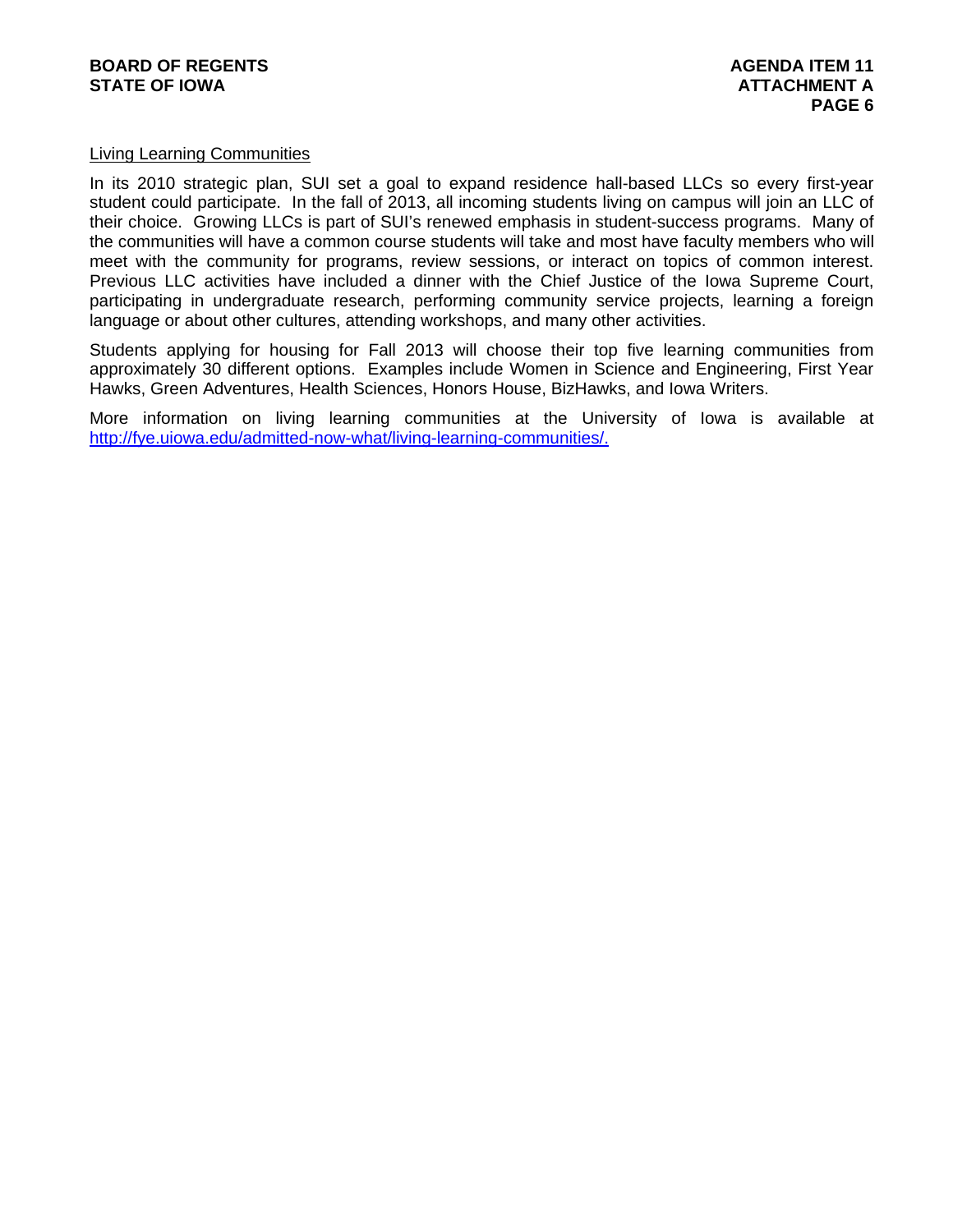## Living Learning Communities

In its 2010 strategic plan, SUI set a goal to expand residence hall-based LLCs so every first-year student could participate. In the fall of 2013, all incoming students living on campus will join an LLC of their choice. Growing LLCs is part of SUI's renewed emphasis in student-success programs. Many of the communities will have a common course students will take and most have faculty members who will meet with the community for programs, review sessions, or interact on topics of common interest. Previous LLC activities have included a dinner with the Chief Justice of the Iowa Supreme Court, participating in undergraduate research, performing community service projects, learning a foreign language or about other cultures, attending workshops, and many other activities.

Students applying for housing for Fall 2013 will choose their top five learning communities from approximately 30 different options. Examples include Women in Science and Engineering, First Year Hawks, Green Adventures, Health Sciences, Honors House, BizHawks, and Iowa Writers.

More information on living learning communities at the University of Iowa is available at [http://fye.uiowa.edu/admitted-now-what/living-learning-communities/.](http://fye.uiowa.edu/admitted-now-what/living-learning-communities/)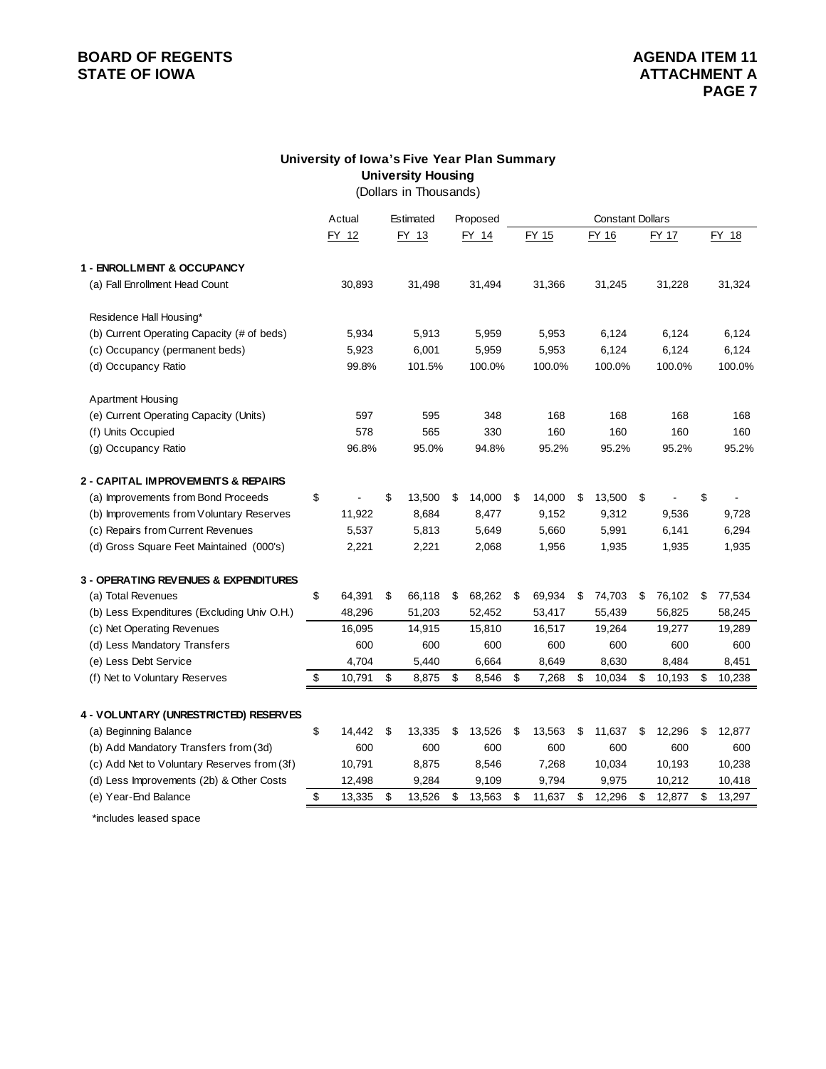## University of Iowa's Five Year Plan Summary
### University Housing
(Dollars in Thousands)

| | Actual | Estimated | Proposed | Constant Dollars | | | |
|---|---|---|---|---|---|---|---|
| | FY 12 | FY 13 | FY 14 | FY 15 | FY 16 | FY 17 | FY 18 |
| **1 - ENROLLMENT & OCCUPANCY** | | | | | | | |
| (a) Fall Enrollment Head Count | 30,893 | 31,498 | 31,494 | 31,366 | 31,245 | 31,228 | 31,324 |
| Residence Hall Housing* | | | | | | | |
| (b) Current Operating Capacity (# of beds) | 5,934 | 5,913 | 5,959 | 5,953 | 6,124 | 6,124 | 6,124 |
| (c) Occupancy (permanent beds) | 5,923 | 6,001 | 5,959 | 5,953 | 6,124 | 6,124 | 6,124 |
| (d) Occupancy Ratio | 99.8% | 101.5% | 100.0% | 100.0% | 100.0% | 100.0% | 100.0% |
| Apartment Housing | | | | | | | |
| (e) Current Operating Capacity (Units) | 597 | 595 | 348 | 168 | 168 | 168 | 168 |
| (f) Units Occupied | 578 | 565 | 330 | 160 | 160 | 160 | 160 |
| (g) Occupancy Ratio | 96.8% | 95.0% | 94.8% | 95.2% | 95.2% | 95.2% | 95.2% |
| **2 - CAPITAL IMPROVEMENTS & REPAIRS** | | | | | | | |
| (a) Improvements from Bond Proceeds | $ - | $ 13,500 | $ 14,000 | $ 14,000 | $ 13,500 | $ - | $ - |
| (b) Improvements from Voluntary Reserves | 11,922 | 8,684 | 8,477 | 9,152 | 9,312 | 9,536 | 9,728 |
| (c) Repairs from Current Revenues | 5,537 | 5,813 | 5,649 | 5,660 | 5,991 | 6,141 | 6,294 |
| (d) Gross Square Feet Maintained (000's) | 2,221 | 2,221 | 2,068 | 1,956 | 1,935 | 1,935 | 1,935 |
| **3 - OPERATING REVENUES & EXPENDITURES** | | | | | | | |
| (a) Total Revenues | $ 64,391 | $ 66,118 | $ 68,262 | $ 69,934 | $ 74,703 | $ 76,102 | $ 77,534 |
| (b) Less Expenditures (Excluding Univ O.H.) | 48,296 | 51,203 | 52,452 | 53,417 | 55,439 | 56,825 | 58,245 |
| (c) Net Operating Revenues | 16,095 | 14,915 | 15,810 | 16,517 | 19,264 | 19,277 | 19,289 |
| (d) Less Mandatory Transfers | 600 | 600 | 600 | 600 | 600 | 600 | 600 |
| (e) Less Debt Service | 4,704 | 5,440 | 6,664 | 8,649 | 8,630 | 8,484 | 8,451 |
| (f) Net to Voluntary Reserves | $ 10,791 | $ 8,875 | $ 8,546 | $ 7,268 | $ 10,034 | $ 10,193 | $ 10,238 |
| **4 - VOLUNTARY (UNRESTRICTED) RESERVES** | | | | | | | |
| (a) Beginning Balance | $ 14,442 | $ 13,335 | $ 13,526 | $ 13,563 | $ 11,637 | $ 12,296 | $ 12,877 |
| (b) Add Mandatory Transfers from (3d) | 600 | 600 | 600 | 600 | 600 | 600 | 600 |
| (c) Add Net to Voluntary Reserves from (3f) | 10,791 | 8,875 | 8,546 | 7,268 | 10,034 | 10,193 | 10,238 |
| (d) Less Improvements (2b) & Other Costs | 12,498 | 9,284 | 9,109 | 9,794 | 9,975 | 10,212 | 10,418 |
| (e) Year-End Balance | $ 13,335 | $ 13,526 | $ 13,563 | $ 11,637 | $ 12,296 | $ 12,877 | $ 13,297 |

*includes leased space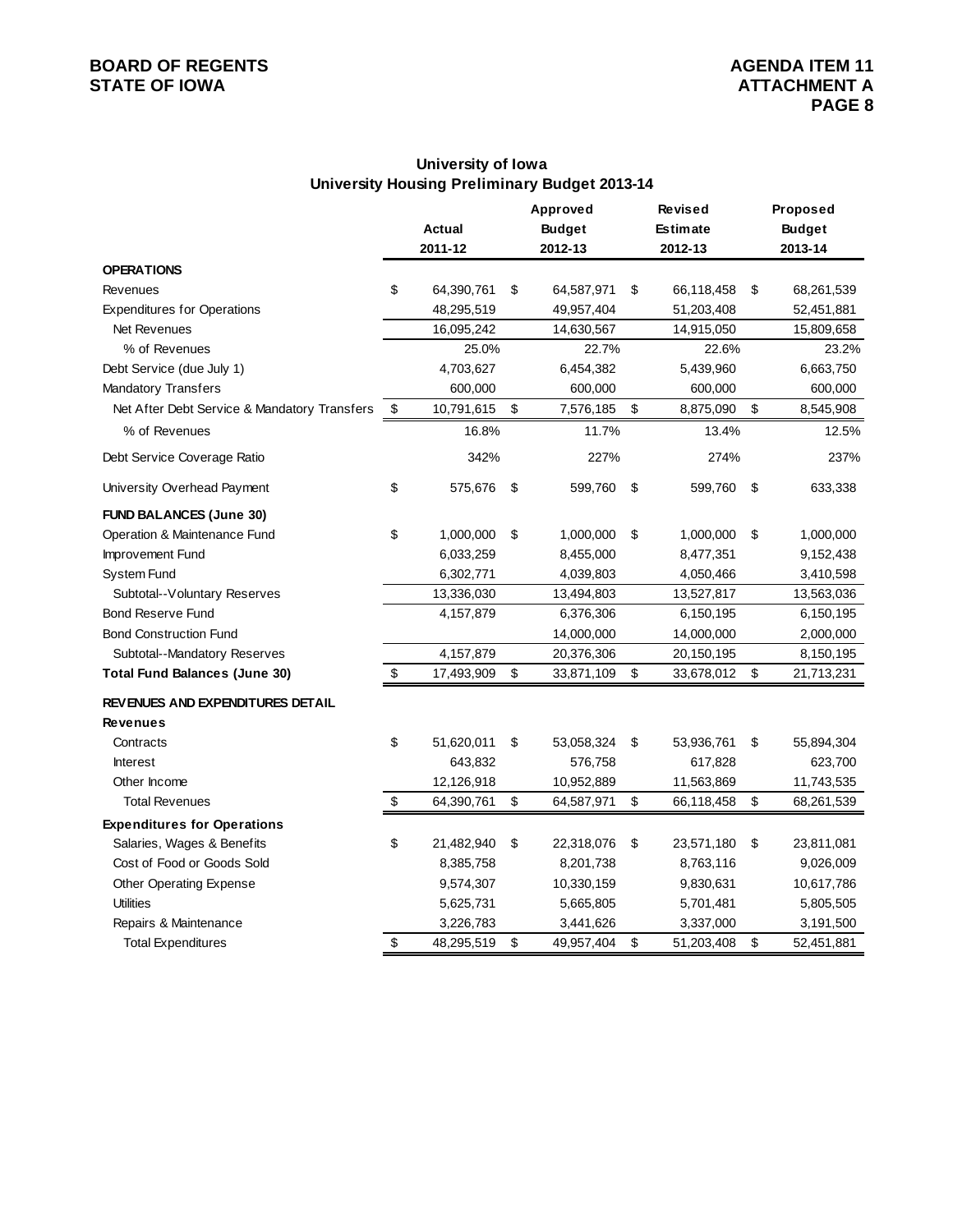**BOARD OF REGENTS**
**STATE OF IOWA**

**AGENDA ITEM 11**
**ATTACHMENT A**

## University of Iowa
## University Housing Preliminary Budget 2013-14

| | Actual 2011-12 | Approved Budget 2012-13 | Revised Estimate 2012-13 | Proposed Budget 2013-14 |
|---|---|---|---|---|
| **OPERATIONS** | | | | |
| Revenues | $ 64,390,761 | $ 64,587,971 | $ 66,118,458 | $ 68,261,539 |
| Expenditures for Operations | 48,295,519 | 49,957,404 | 51,203,408 | 52,451,881 |
| Net Revenues | 16,095,242 | 14,630,567 | 14,915,050 | 15,809,658 |
| % of Revenues | 25.0% | 22.7% | 22.6% | 23.2% |
| Debt Service (due July 1) | 4,703,627 | 6,454,382 | 5,439,960 | 6,663,750 |
| Mandatory Transfers | 600,000 | 600,000 | 600,000 | 600,000 |
| Net After Debt Service & Mandatory Transfers | $ 10,791,615 | $ 7,576,185 | $ 8,875,090 | $ 8,545,908 |
| % of Revenues | 16.8% | 11.7% | 13.4% | 12.5% |
| Debt Service Coverage Ratio | 342% | 227% | 274% | 237% |
| University Overhead Payment | $ 575,676 | $ 599,760 | $ 599,760 | $ 633,338 |
| **FUND BALANCES (June 30)** | | | | |
| Operation & Maintenance Fund | $ 1,000,000 | $ 1,000,000 | $ 1,000,000 | $ 1,000,000 |
| Improvement Fund | 6,033,259 | 8,455,000 | 8,477,351 | 9,152,438 |
| System Fund | 6,302,771 | 4,039,803 | 4,050,466 | 3,410,598 |
| Subtotal--Voluntary Reserves | 13,336,030 | 13,494,803 | 13,527,817 | 13,563,036 |
| Bond Reserve Fund | 4,157,879 | 6,376,306 | 6,150,195 | 6,150,195 |
| Bond Construction Fund | | 14,000,000 | 14,000,000 | 2,000,000 |
| Subtotal--Mandatory Reserves | 4,157,879 | 20,376,306 | 20,150,195 | 8,150,195 |
| **Total Fund Balances (June 30)** | $ 17,493,909 | $ 33,871,109 | $ 33,678,012 | $ 21,713,231 |
| **REVENUES AND EXPENDITURES DETAIL** | | | | |
| **Revenues** | | | | |
| Contracts | $ 51,620,011 | $ 53,058,324 | $ 53,936,761 | $ 55,894,304 |
| Interest | 643,832 | 576,758 | 617,828 | 623,700 |
| Other Income | 12,126,918 | 10,952,889 | 11,563,869 | 11,743,535 |
| Total Revenues | $ 64,390,761 | $ 64,587,971 | $ 66,118,458 | $ 68,261,539 |
| **Expenditures for Operations** | | | | |
| Salaries, Wages & Benefits | $ 21,482,940 | $ 22,318,076 | $ 23,571,180 | $ 23,811,081 |
| Cost of Food or Goods Sold | 8,385,758 | 8,201,738 | 8,763,116 | 9,026,009 |
| Other Operating Expense | 9,574,307 | 10,330,159 | 9,830,631 | 10,617,786 |
| Utilities | 5,625,731 | 5,665,805 | 5,701,481 | 5,805,505 |
| Repairs & Maintenance | 3,226,783 | 3,441,626 | 3,337,000 | 3,191,500 |
| Total Expenditures | $ 48,295,519 | $ 49,957,404 | $ 51,203,408 | $ 52,451,881 |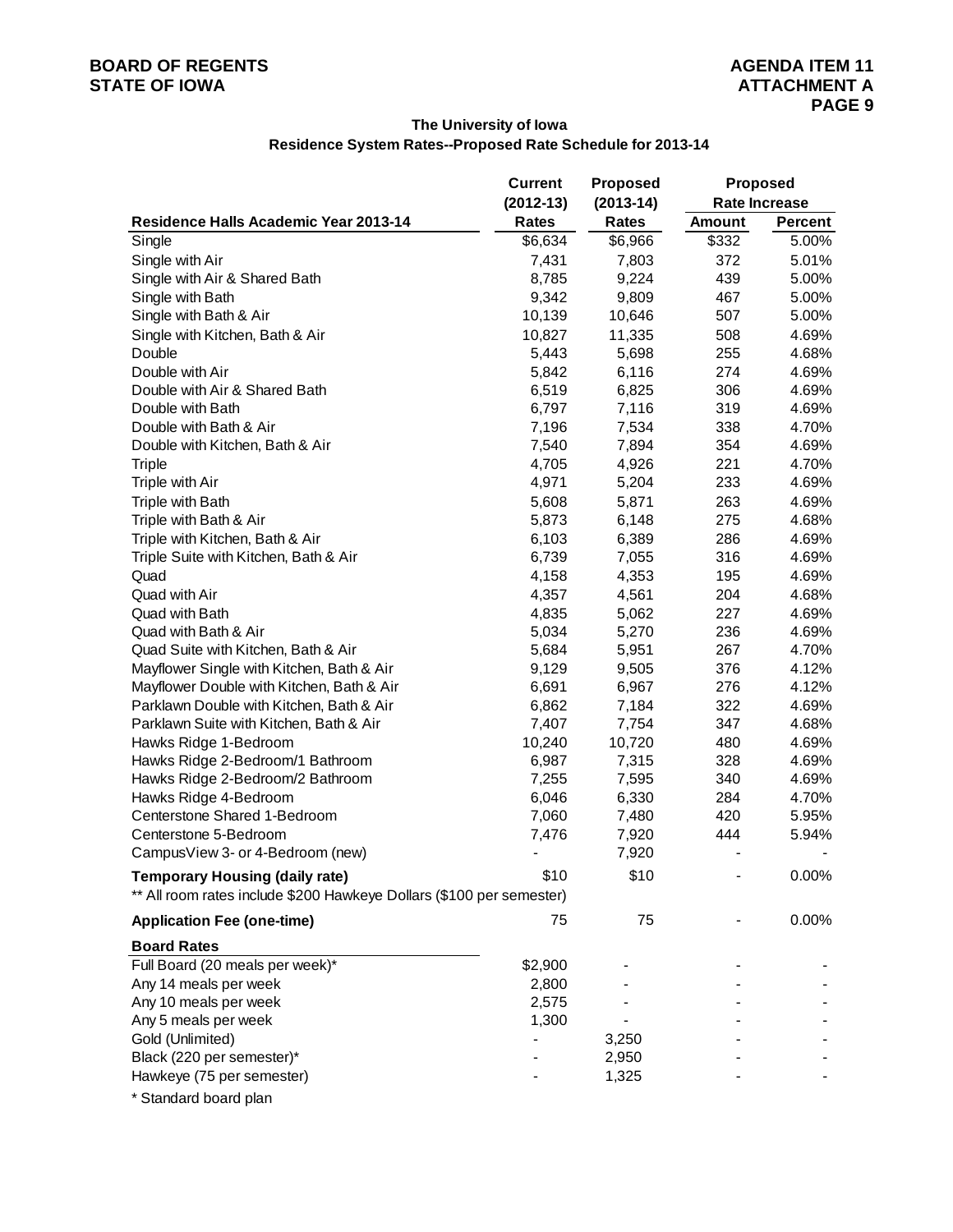**BOARD OF REGENTS**
**STATE OF IOWA**

**AGENDA ITEM 11**
**ATTACHMENT A**

## The University of Iowa
## Residence System Rates--Proposed Rate Schedule for 2013-14

| Residence Halls Academic Year 2013-14 | Current (2012-13) Rates | Proposed (2013-14) Rates | Proposed Rate Increase | |
|---|---|---|---|---|
| | | | Amount | Percent |
| Single | $6,634 | $6,966 | $332 | 5.00% |
| Single with Air | 7,431 | 7,803 | 372 | 5.01% |
| Single with Air & Shared Bath | 8,785 | 9,224 | 439 | 5.00% |
| Single with Bath | 9,342 | 9,809 | 467 | 5.00% |
| Single with Bath & Air | 10,139 | 10,646 | 507 | 5.00% |
| Single with Kitchen, Bath & Air | 10,827 | 11,335 | 508 | 4.69% |
| Double | 5,443 | 5,698 | 255 | 4.68% |
| Double with Air | 5,842 | 6,116 | 274 | 4.69% |
| Double with Air & Shared Bath | 6,519 | 6,825 | 306 | 4.69% |
| Double with Bath | 6,797 | 7,116 | 319 | 4.69% |
| Double with Bath & Air | 7,196 | 7,534 | 338 | 4.70% |
| Double with Kitchen, Bath & Air | 7,540 | 7,894 | 354 | 4.69% |
| Triple | 4,705 | 4,926 | 221 | 4.70% |
| Triple with Air | 4,971 | 5,204 | 233 | 4.69% |
| Triple with Bath | 5,608 | 5,871 | 263 | 4.69% |
| Triple with Bath & Air | 5,873 | 6,148 | 275 | 4.68% |
| Triple with Kitchen, Bath & Air | 6,103 | 6,389 | 286 | 4.69% |
| Triple Suite with Kitchen, Bath & Air | 6,739 | 7,055 | 316 | 4.69% |
| Quad | 4,158 | 4,353 | 195 | 4.69% |
| Quad with Air | 4,357 | 4,561 | 204 | 4.68% |
| Quad with Bath | 4,835 | 5,062 | 227 | 4.69% |
| Quad with Bath & Air | 5,034 | 5,270 | 236 | 4.69% |
| Quad Suite with Kitchen, Bath & Air | 5,684 | 5,951 | 267 | 4.70% |
| Mayflower Single with Kitchen, Bath & Air | 9,129 | 9,505 | 376 | 4.12% |
| Mayflower Double with Kitchen, Bath & Air | 6,691 | 6,967 | 276 | 4.12% |
| Parklawn Double with Kitchen, Bath & Air | 6,862 | 7,184 | 322 | 4.69% |
| Parklawn Suite with Kitchen, Bath & Air | 7,407 | 7,754 | 347 | 4.68% |
| Hawks Ridge 1-Bedroom | 10,240 | 10,720 | 480 | 4.69% |
| Hawks Ridge 2-Bedroom/1 Bathroom | 6,987 | 7,315 | 328 | 4.69% |
| Hawks Ridge 2-Bedroom/2 Bathroom | 7,255 | 7,595 | 340 | 4.69% |
| Hawks Ridge 4-Bedroom | 6,046 | 6,330 | 284 | 4.70% |
| Centerstone Shared 1-Bedroom | 7,060 | 7,480 | 420 | 5.95% |
| Centerstone 5-Bedroom | 7,476 | 7,920 | 444 | 5.94% |
| CampusView 3- or 4-Bedroom (new) | - | 7,920 | - | - |
| **Temporary Housing (daily rate)** | $10 | $10 | - | 0.00% |
| ** All room rates include $200 Hawkeye Dollars ($100 per semester) | | | | |
| **Application Fee (one-time)** | 75 | 75 | - | 0.00% |
| **Board Rates** | | | | |
| Full Board (20 meals per week)* | $2,900 | - | - | - |
| Any 14 meals per week | 2,800 | - | - | - |
| Any 10 meals per week | 2,575 | - | - | - |
| Any 5 meals per week | 1,300 | - | - | - |
| Gold (Unlimited) | - | 3,250 | - | - |
| Black (220 per semester)* | - | 2,950 | - | - |
| Hawkeye (75 per semester) | - | 1,325 | - | - |

* Standard board plan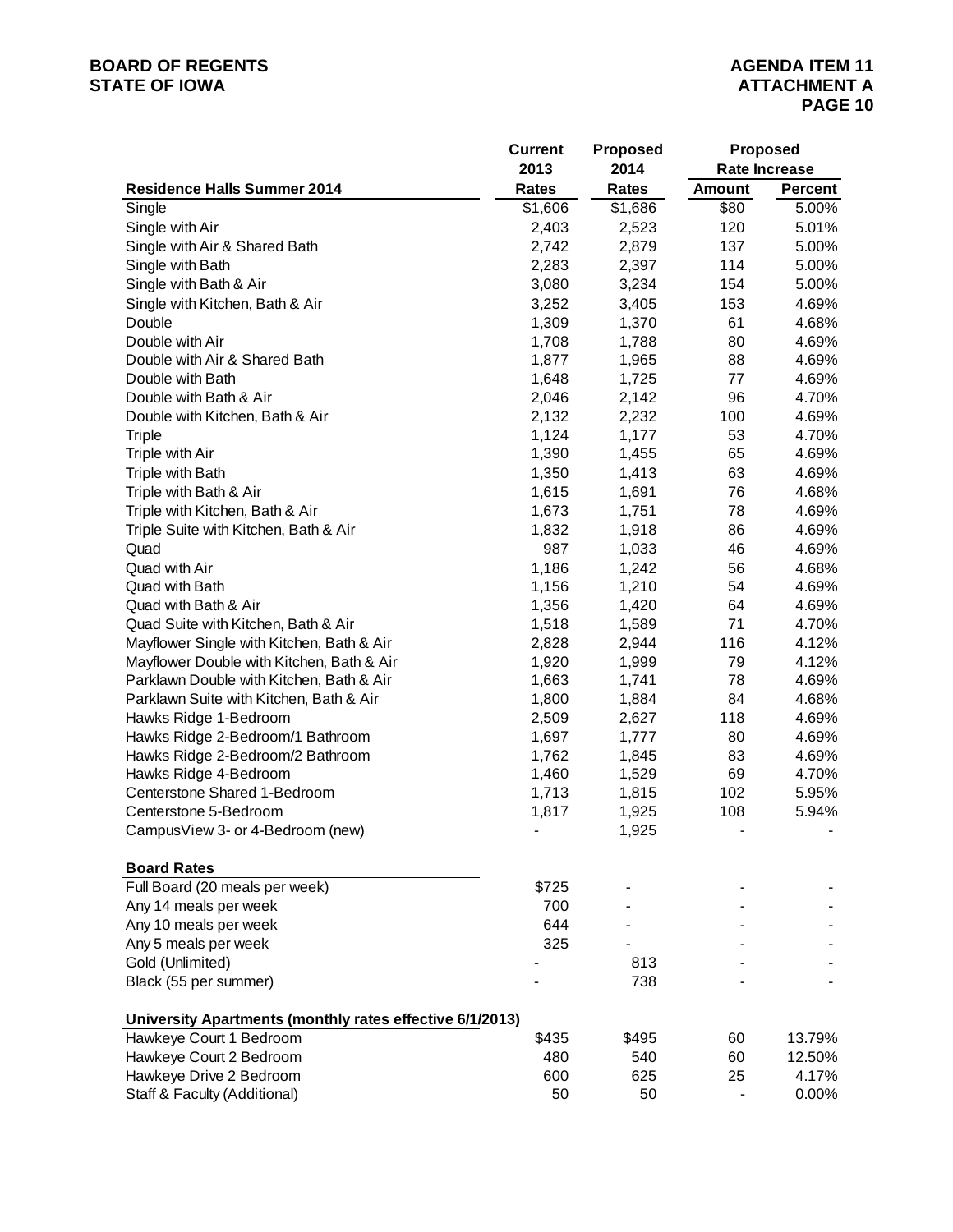| Residence Halls Summer 2014 | Current 2013 Rates | Proposed 2014 Rates | Proposed Rate Increase Amount | Percent |
|---|---|---|---|---|
| Single | $1,606 | $1,686 | $80 | 5.00% |
| Single with Air | 2,403 | 2,523 | 120 | 5.01% |
| Single with Air & Shared Bath | 2,742 | 2,879 | 137 | 5.00% |
| Single with Bath | 2,283 | 2,397 | 114 | 5.00% |
| Single with Bath & Air | 3,080 | 3,234 | 154 | 5.00% |
| Single with Kitchen, Bath & Air | 3,252 | 3,405 | 153 | 4.69% |
| Double | 1,309 | 1,370 | 61 | 4.68% |
| Double with Air | 1,708 | 1,788 | 80 | 4.69% |
| Double with Air & Shared Bath | 1,877 | 1,965 | 88 | 4.69% |
| Double with Bath | 1,648 | 1,725 | 77 | 4.69% |
| Double with Bath & Air | 2,046 | 2,142 | 96 | 4.70% |
| Double with Kitchen, Bath & Air | 2,132 | 2,232 | 100 | 4.69% |
| Triple | 1,124 | 1,177 | 53 | 4.70% |
| Triple with Air | 1,390 | 1,455 | 65 | 4.69% |
| Triple with Bath | 1,350 | 1,413 | 63 | 4.69% |
| Triple with Bath & Air | 1,615 | 1,691 | 76 | 4.68% |
| Triple with Kitchen, Bath & Air | 1,673 | 1,751 | 78 | 4.69% |
| Triple Suite with Kitchen, Bath & Air | 1,832 | 1,918 | 86 | 4.69% |
| Quad | 987 | 1,033 | 46 | 4.69% |
| Quad with Air | 1,186 | 1,242 | 56 | 4.68% |
| Quad with Bath | 1,156 | 1,210 | 54 | 4.69% |
| Quad with Bath & Air | 1,356 | 1,420 | 64 | 4.69% |
| Quad Suite with Kitchen, Bath & Air | 1,518 | 1,589 | 71 | 4.70% |
| Mayflower Single with Kitchen, Bath & Air | 2,828 | 2,944 | 116 | 4.12% |
| Mayflower Double with Kitchen, Bath & Air | 1,920 | 1,999 | 79 | 4.12% |
| Parklawn Double with Kitchen, Bath & Air | 1,663 | 1,741 | 78 | 4.69% |
| Parklawn Suite with Kitchen, Bath & Air | 1,800 | 1,884 | 84 | 4.68% |
| Hawks Ridge 1-Bedroom | 2,509 | 2,627 | 118 | 4.69% |
| Hawks Ridge 2-Bedroom/1 Bathroom | 1,697 | 1,777 | 80 | 4.69% |
| Hawks Ridge 2-Bedroom/2 Bathroom | 1,762 | 1,845 | 83 | 4.69% |
| Hawks Ridge 4-Bedroom | 1,460 | 1,529 | 69 | 4.70% |
| Centerstone Shared 1-Bedroom | 1,713 | 1,815 | 102 | 5.95% |
| Centerstone 5-Bedroom | 1,817 | 1,925 | 108 | 5.94% |
| CampusView 3- or 4-Bedroom (new) | - | 1,925 | - | - |
| **Board Rates** | | | | |
| Full Board (20 meals per week) | $725 | - | - | - |
| Any 14 meals per week | 700 | - | - | - |
| Any 10 meals per week | 644 | - | - | - |
| Any 5 meals per week | 325 | - | - | - |
| Gold (Unlimited) | - | 813 | - | - |
| Black (55 per summer) | - | 738 | - | - |
| **University Apartments (monthly rates effective 6/1/2013)** | | | | |
| Hawkeye Court 1 Bedroom | $435 | $495 | 60 | 13.79% |
| Hawkeye Court 2 Bedroom | 480 | 540 | 60 | 12.50% |
| Hawkeye Drive 2 Bedroom | 600 | 625 | 25 | 4.17% |
| Staff & Faculty (Additional) | 50 | 50 | - | 0.00% |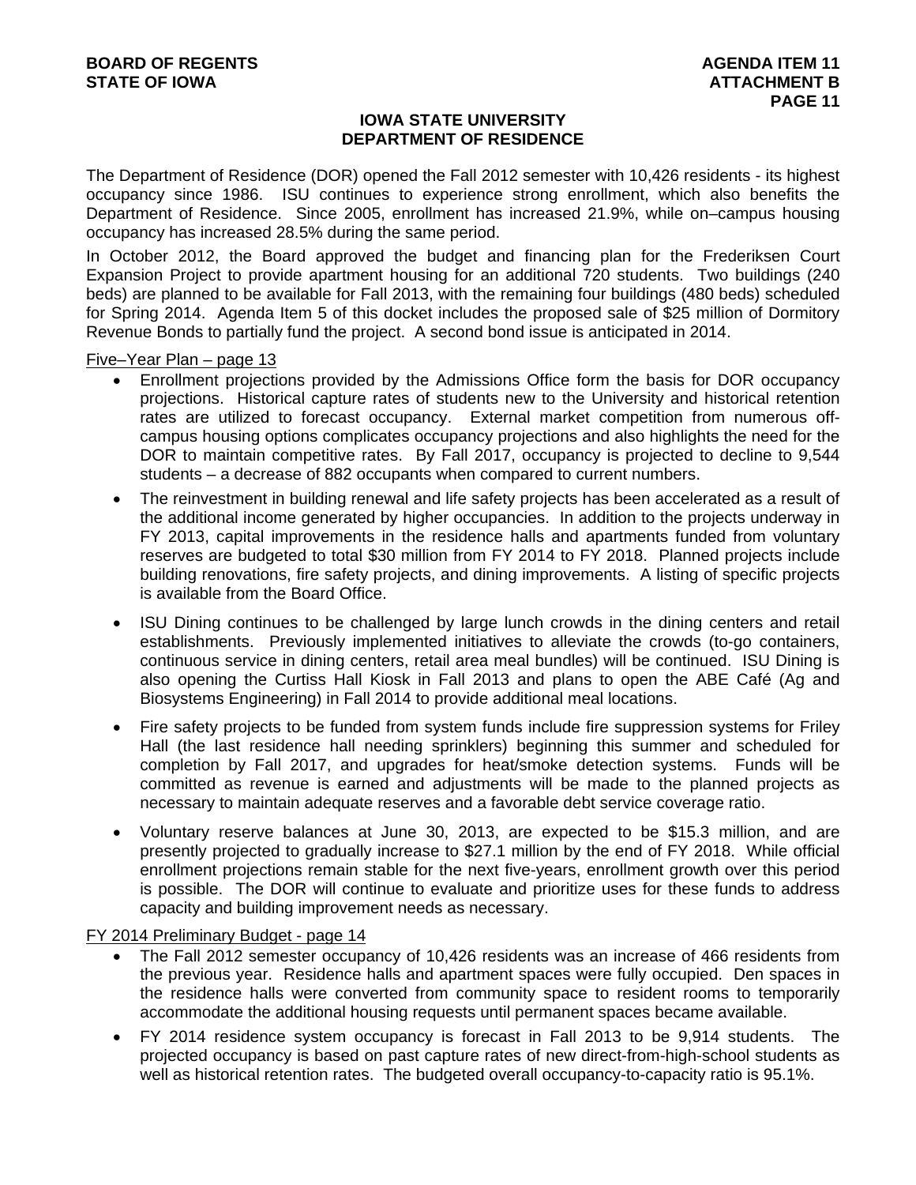## IOWA STATE UNIVERSITY
## DEPARTMENT OF RESIDENCE

The Department of Residence (DOR) opened the Fall 2012 semester with 10,426 residents - its highest occupancy since 1986. ISU continues to experience strong enrollment, which also benefits the Department of Residence. Since 2005, enrollment has increased 21.9%, while on–campus housing occupancy has increased 28.5% during the same period.

In October 2012, the Board approved the budget and financing plan for the Frederiksen Court Expansion Project to provide apartment housing for an additional 720 students. Two buildings (240 beds) are planned to be available for Fall 2013, with the remaining four buildings (480 beds) scheduled for Spring 2014. Agenda Item 5 of this docket includes the proposed sale of $25 million of Dormitory Revenue Bonds to partially fund the project. A second bond issue is anticipated in 2014.

<u>Five–Year Plan – page 13</u>

- Enrollment projections provided by the Admissions Office form the basis for DOR occupancy projections. Historical capture rates of students new to the University and historical retention rates are utilized to forecast occupancy. External market competition from numerous off-campus housing options complicates occupancy projections and also highlights the need for the DOR to maintain competitive rates. By Fall 2017, occupancy is projected to decline to 9,544 students – a decrease of 882 occupants when compared to current numbers.
- The reinvestment in building renewal and life safety projects has been accelerated as a result of the additional income generated by higher occupancies. In addition to the projects underway in FY 2013, capital improvements in the residence halls and apartments funded from voluntary reserves are budgeted to total $30 million from FY 2014 to FY 2018. Planned projects include building renovations, fire safety projects, and dining improvements. A listing of specific projects is available from the Board Office.
- ISU Dining continues to be challenged by large lunch crowds in the dining centers and retail establishments. Previously implemented initiatives to alleviate the crowds (to-go containers, continuous service in dining centers, retail area meal bundles) will be continued. ISU Dining is also opening the Curtiss Hall Kiosk in Fall 2013 and plans to open the ABE Café (Ag and Biosystems Engineering) in Fall 2014 to provide additional meal locations.
- Fire safety projects to be funded from system funds include fire suppression systems for Friley Hall (the last residence hall needing sprinklers) beginning this summer and scheduled for completion by Fall 2017, and upgrades for heat/smoke detection systems. Funds will be committed as revenue is earned and adjustments will be made to the planned projects as necessary to maintain adequate reserves and a favorable debt service coverage ratio.
- Voluntary reserve balances at June 30, 2013, are expected to be $15.3 million, and are presently projected to gradually increase to $27.1 million by the end of FY 2018. While official enrollment projections remain stable for the next five-years, enrollment growth over this period is possible. The DOR will continue to evaluate and prioritize uses for these funds to address capacity and building improvement needs as necessary.

<u>FY 2014 Preliminary Budget - page 14</u>

- The Fall 2012 semester occupancy of 10,426 residents was an increase of 466 residents from the previous year. Residence halls and apartment spaces were fully occupied. Den spaces in the residence halls were converted from community space to resident rooms to temporarily accommodate the additional housing requests until permanent spaces became available.
- FY 2014 residence system occupancy is forecast in Fall 2013 to be 9,914 students. The projected occupancy is based on past capture rates of new direct-from-high-school students as well as historical retention rates. The budgeted overall occupancy-to-capacity ratio is 95.1%.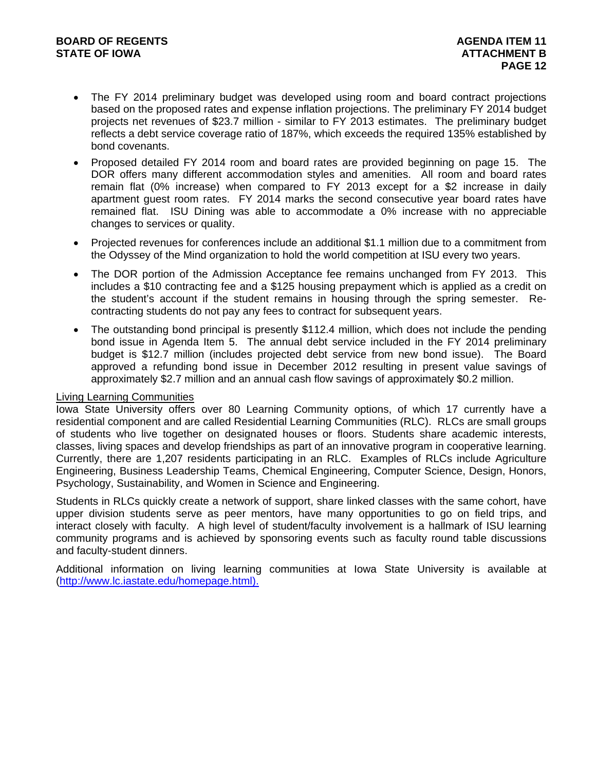- The FY 2014 preliminary budget was developed using room and board contract projections based on the proposed rates and expense inflation projections. The preliminary FY 2014 budget projects net revenues of $23.7 million - similar to FY 2013 estimates. The preliminary budget reflects a debt service coverage ratio of 187%, which exceeds the required 135% established by bond covenants.

- Proposed detailed FY 2014 room and board rates are provided beginning on page 15. The DOR offers many different accommodation styles and amenities. All room and board rates remain flat (0% increase) when compared to FY 2013 except for a $2 increase in daily apartment guest room rates. FY 2014 marks the second consecutive year board rates have remained flat. ISU Dining was able to accommodate a 0% increase with no appreciable changes to services or quality.

- Projected revenues for conferences include an additional $1.1 million due to a commitment from the Odyssey of the Mind organization to hold the world competition at ISU every two years.

- The DOR portion of the Admission Acceptance fee remains unchanged from FY 2013. This includes a $10 contracting fee and a $125 housing prepayment which is applied as a credit on the student's account if the student remains in housing through the spring semester. Re-contracting students do not pay any fees to contract for subsequent years.

- The outstanding bond principal is presently $112.4 million, which does not include the pending bond issue in Agenda Item 5. The annual debt service included in the FY 2014 preliminary budget is $12.7 million (includes projected debt service from new bond issue). The Board approved a refunding bond issue in December 2012 resulting in present value savings of approximately $2.7 million and an annual cash flow savings of approximately $0.2 million.

Living Learning Communities

Iowa State University offers over 80 Learning Community options, of which 17 currently have a residential component and are called Residential Learning Communities (RLC). RLCs are small groups of students who live together on designated houses or floors. Students share academic interests, classes, living spaces and develop friendships as part of an innovative program in cooperative learning. Currently, there are 1,207 residents participating in an RLC. Examples of RLCs include Agriculture Engineering, Business Leadership Teams, Chemical Engineering, Computer Science, Design, Honors, Psychology, Sustainability, and Women in Science and Engineering.

Students in RLCs quickly create a network of support, share linked classes with the same cohort, have upper division students serve as peer mentors, have many opportunities to go on field trips, and interact closely with faculty. A high level of student/faculty involvement is a hallmark of ISU learning community programs and is achieved by sponsoring events such as faculty round table discussions and faculty-student dinners.

Additional information on living learning communities at Iowa State University is available at (http://www.lc.iastate.edu/homepage.html).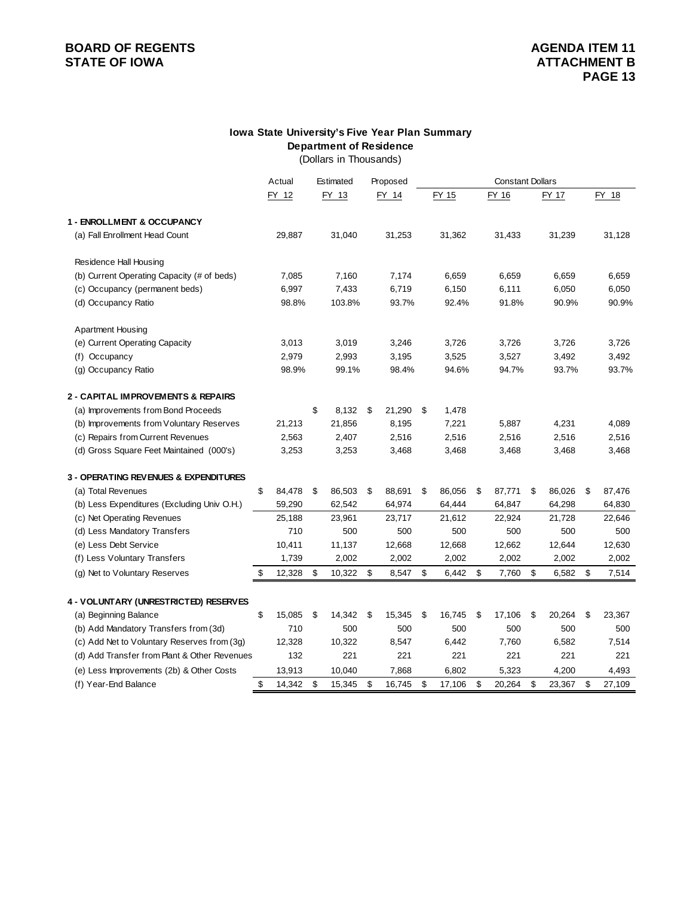## Iowa State University's Five Year Plan Summary

### Department of Residence

(Dollars in Thousands)

| | Actual | Estimated | Proposed | Constant Dollars | | | |
|---|---|---|---|---|---|---|---|
| | FY 12 | FY 13 | FY 14 | FY 15 | FY 16 | FY 17 | FY 18 |
| **1 - ENROLLMENT & OCCUPANCY** | | | | | | | |
| (a) Fall Enrollment Head Count | 29,887 | 31,040 | 31,253 | 31,362 | 31,433 | 31,239 | 31,128 |
| Residence Hall Housing | | | | | | | |
| (b) Current Operating Capacity (# of beds) | 7,085 | 7,160 | 7,174 | 6,659 | 6,659 | 6,659 | 6,659 |
| (c) Occupancy (permanent beds) | 6,997 | 7,433 | 6,719 | 6,150 | 6,111 | 6,050 | 6,050 |
| (d) Occupancy Ratio | 98.8% | 103.8% | 93.7% | 92.4% | 91.8% | 90.9% | 90.9% |
| Apartment Housing | | | | | | | |
| (e) Current Operating Capacity | 3,013 | 3,019 | 3,246 | 3,726 | 3,726 | 3,726 | 3,726 |
| (f) Occupancy | 2,979 | 2,993 | 3,195 | 3,525 | 3,527 | 3,492 | 3,492 |
| (g) Occupancy Ratio | 98.9% | 99.1% | 98.4% | 94.6% | 94.7% | 93.7% | 93.7% |
| **2 - CAPITAL IMPROVEMENTS & REPAIRS** | | | | | | | |
| (a) Improvements from Bond Proceeds | | $ 8,132 | $ 21,290 | $ 1,478 | | | |
| (b) Improvements from Voluntary Reserves | 21,213 | 21,856 | 8,195 | 7,221 | 5,887 | 4,231 | 4,089 |
| (c) Repairs from Current Revenues | 2,563 | 2,407 | 2,516 | 2,516 | 2,516 | 2,516 | 2,516 |
| (d) Gross Square Feet Maintained (000's) | 3,253 | 3,253 | 3,468 | 3,468 | 3,468 | 3,468 | 3,468 |
| **3 - OPERATING REVENUES & EXPENDITURES** | | | | | | | |
| (a) Total Revenues | $ 84,478 | $ 86,503 | $ 88,691 | $ 86,056 | $ 87,771 | $ 86,026 | $ 87,476 |
| (b) Less Expenditures (Excluding Univ O.H.) | 59,290 | 62,542 | 64,974 | 64,444 | 64,847 | 64,298 | 64,830 |
| (c) Net Operating Revenues | 25,188 | 23,961 | 23,717 | 21,612 | 22,924 | 21,728 | 22,646 |
| (d) Less Mandatory Transfers | 710 | 500 | 500 | 500 | 500 | 500 | 500 |
| (e) Less Debt Service | 10,411 | 11,137 | 12,668 | 12,668 | 12,662 | 12,644 | 12,630 |
| (f) Less Voluntary Transfers | 1,739 | 2,002 | 2,002 | 2,002 | 2,002 | 2,002 | 2,002 |
| (g) Net to Voluntary Reserves | $ 12,328 | $ 10,322 | $ 8,547 | $ 6,442 | $ 7,760 | $ 6,582 | $ 7,514 |
| **4 - VOLUNTARY (UNRESTRICTED) RESERVES** | | | | | | | |
| (a) Beginning Balance | $ 15,085 | $ 14,342 | $ 15,345 | $ 16,745 | $ 17,106 | $ 20,264 | $ 23,367 |
| (b) Add Mandatory Transfers from (3d) | 710 | 500 | 500 | 500 | 500 | 500 | 500 |
| (c) Add Net to Voluntary Reserves from (3g) | 12,328 | 10,322 | 8,547 | 6,442 | 7,760 | 6,582 | 7,514 |
| (d) Add Transfer from Plant & Other Revenues | 132 | 221 | 221 | 221 | 221 | 221 | 221 |
| (e) Less Improvements (2b) & Other Costs | 13,913 | 10,040 | 7,868 | 6,802 | 5,323 | 4,200 | 4,493 |
| (f) Year-End Balance | $ 14,342 | $ 15,345 | $ 16,745 | $ 17,106 | $ 20,264 | $ 23,367 | $ 27,109 |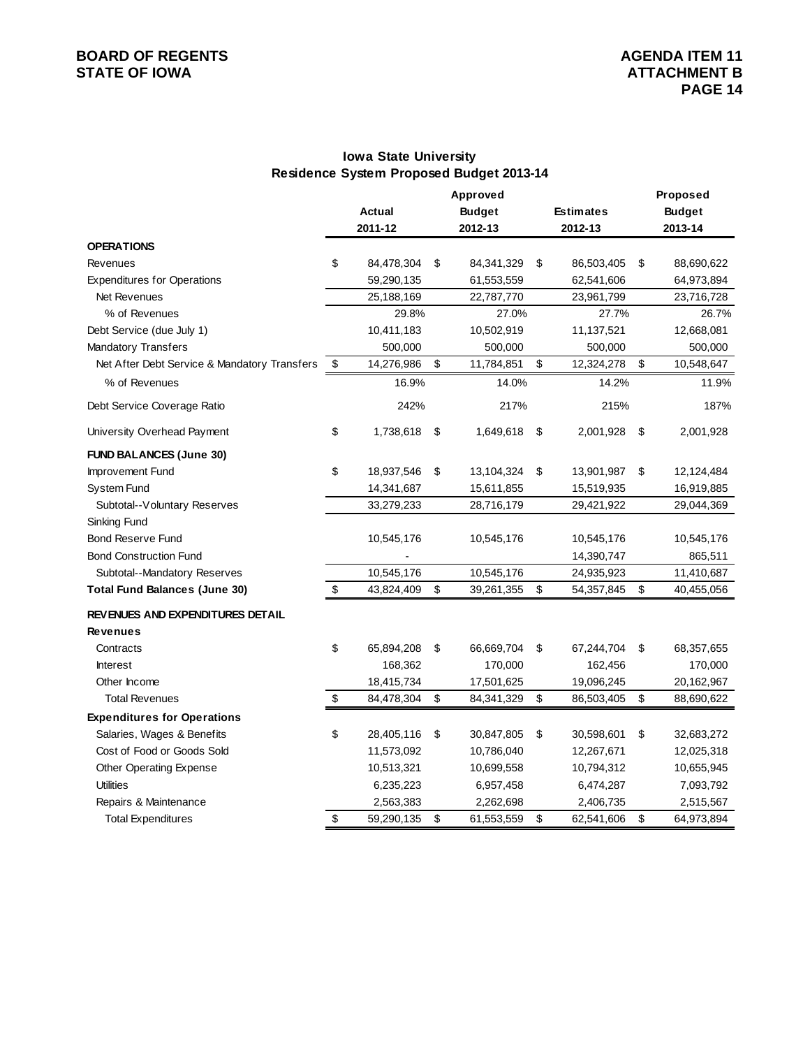**BOARD OF REGENTS**
**STATE OF IOWA**

**AGENDA ITEM 11**
**ATTACHMENT B**

## Iowa State University
## Residence System Proposed Budget 2013-14

| | Actual 2011-12 | Approved Budget 2012-13 | Estimates 2012-13 | Proposed Budget 2013-14 |
|---|---|---|---|---|
| **OPERATIONS** | | | | |
| Revenues | $ 84,478,304 | $ 84,341,329 | $ 86,503,405 | $ 88,690,622 |
| Expenditures for Operations | 59,290,135 | 61,553,559 | 62,541,606 | 64,973,894 |
| Net Revenues | 25,188,169 | 22,787,770 | 23,961,799 | 23,716,728 |
| % of Revenues | 29.8% | 27.0% | 27.7% | 26.7% |
| Debt Service (due July 1) | 10,411,183 | 10,502,919 | 11,137,521 | 12,668,081 |
| Mandatory Transfers | 500,000 | 500,000 | 500,000 | 500,000 |
| Net After Debt Service & Mandatory Transfers | $ 14,276,986 | $ 11,784,851 | $ 12,324,278 | $ 10,548,647 |
| % of Revenues | 16.9% | 14.0% | 14.2% | 11.9% |
| Debt Service Coverage Ratio | 242% | 217% | 215% | 187% |
| University Overhead Payment | $ 1,738,618 | $ 1,649,618 | $ 2,001,928 | $ 2,001,928 |
| **FUND BALANCES (June 30)** | | | | |
| Improvement Fund | $ 18,937,546 | $ 13,104,324 | $ 13,901,987 | $ 12,124,484 |
| System Fund | 14,341,687 | 15,611,855 | 15,519,935 | 16,919,885 |
| Subtotal--Voluntary Reserves | 33,279,233 | 28,716,179 | 29,421,922 | 29,044,369 |
| Sinking Fund | | | | |
| Bond Reserve Fund | 10,545,176 | 10,545,176 | 10,545,176 | 10,545,176 |
| Bond Construction Fund | - | | 14,390,747 | 865,511 |
| Subtotal--Mandatory Reserves | 10,545,176 | 10,545,176 | 24,935,923 | 11,410,687 |
| **Total Fund Balances (June 30)** | $ 43,824,409 | $ 39,261,355 | $ 54,357,845 | $ 40,455,056 |
| **REVENUES AND EXPENDITURES DETAIL** | | | | |
| **Revenues** | | | | |
| Contracts | $ 65,894,208 | $ 66,669,704 | $ 67,244,704 | $ 68,357,655 |
| Interest | 168,362 | 170,000 | 162,456 | 170,000 |
| Other Income | 18,415,734 | 17,501,625 | 19,096,245 | 20,162,967 |
| Total Revenues | $ 84,478,304 | $ 84,341,329 | $ 86,503,405 | $ 88,690,622 |
| **Expenditures for Operations** | | | | |
| Salaries, Wages & Benefits | $ 28,405,116 | $ 30,847,805 | $ 30,598,601 | $ 32,683,272 |
| Cost of Food or Goods Sold | 11,573,092 | 10,786,040 | 12,267,671 | 12,025,318 |
| Other Operating Expense | 10,513,321 | 10,699,558 | 10,794,312 | 10,655,945 |
| Utilities | 6,235,223 | 6,957,458 | 6,474,287 | 7,093,792 |
| Repairs & Maintenance | 2,563,383 | 2,262,698 | 2,406,735 | 2,515,567 |
| Total Expenditures | $ 59,290,135 | $ 61,553,559 | $ 62,541,606 | $ 64,973,894 |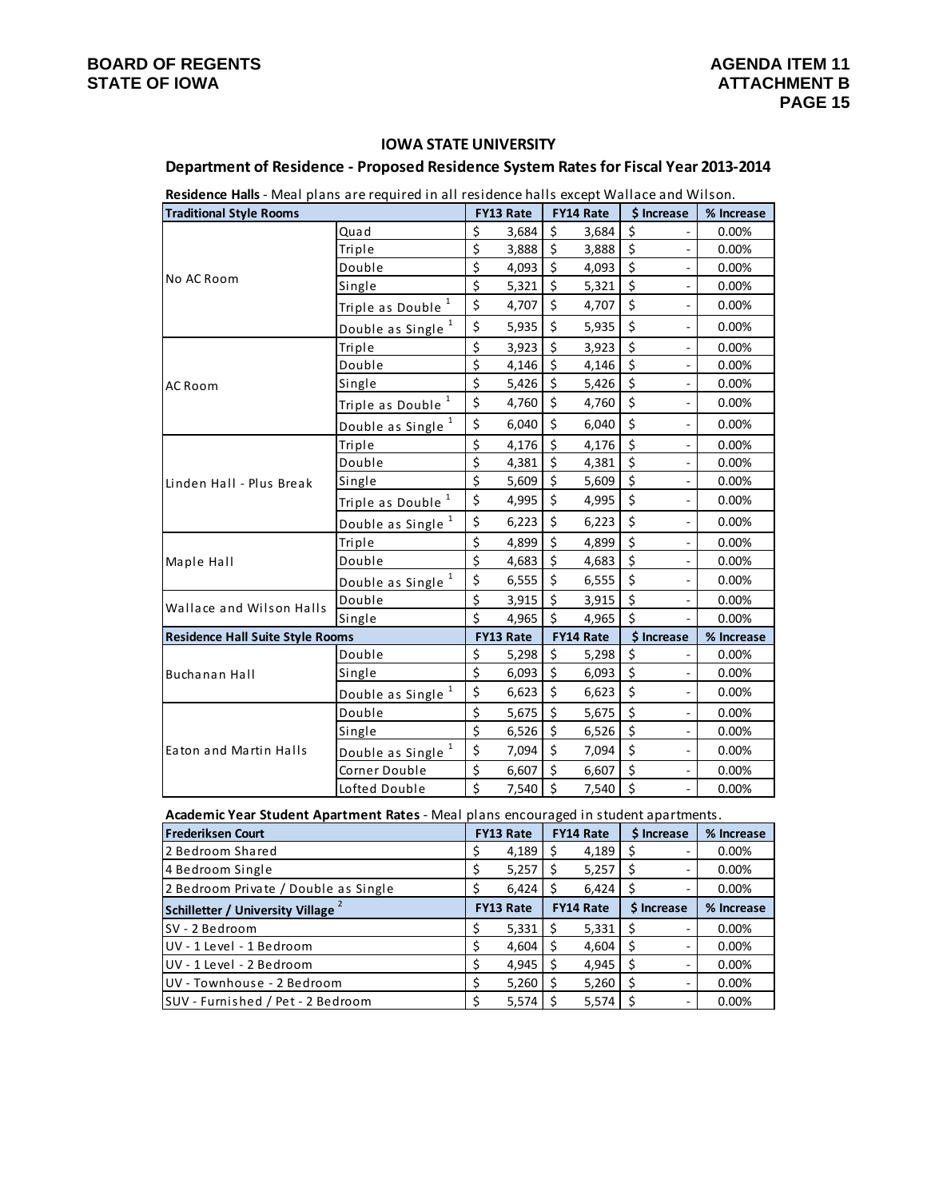**IOWA STATE UNIVERSITY**

**Department of Residence - Proposed Residence System Rates for Fiscal Year 2013-2014**

**Residence Halls** - Meal plans are required in all residence halls except Wallace and Wilson.

| Traditional Style Rooms | | FY13 Rate | FY14 Rate | $ Increase | % Increase |
|---|---|---|---|---|---|
| No AC Room | Quad | $ 3,684 | $ 3,684 | $ - | 0.00% |
| | Triple | $ 3,888 | $ 3,888 | $ - | 0.00% |
| | Double | $ 4,093 | $ 4,093 | $ - | 0.00% |
| | Single | $ 5,321 | $ 5,321 | $ - | 0.00% |
| | Triple as Double [1] | $ 4,707 | $ 4,707 | $ - | 0.00% |
| | Double as Single [1] | $ 5,935 | $ 5,935 | $ - | 0.00% |
| AC Room | Triple | $ 3,923 | $ 3,923 | $ - | 0.00% |
| | Double | $ 4,146 | $ 4,146 | $ - | 0.00% |
| | Single | $ 5,426 | $ 5,426 | $ - | 0.00% |
| | Triple as Double [1] | $ 4,760 | $ 4,760 | $ - | 0.00% |
| | Double as Single [1] | $ 6,040 | $ 6,040 | $ - | 0.00% |
| Linden Hall - Plus Break | Triple | $ 4,176 | $ 4,176 | $ - | 0.00% |
| | Double | $ 4,381 | $ 4,381 | $ - | 0.00% |
| | Single | $ 5,609 | $ 5,609 | $ - | 0.00% |
| | Triple as Double [1] | $ 4,995 | $ 4,995 | $ - | 0.00% |
| | Double as Single [1] | $ 6,223 | $ 6,223 | $ - | 0.00% |
| Maple Hall | Triple | $ 4,899 | $ 4,899 | $ - | 0.00% |
| | Double | $ 4,683 | $ 4,683 | $ - | 0.00% |
| | Double as Single [1] | $ 6,555 | $ 6,555 | $ - | 0.00% |
| Wallace and Wilson Halls | Double | $ 3,915 | $ 3,915 | $ - | 0.00% |
| | Single | $ 4,965 | $ 4,965 | $ - | 0.00% |
| **Residence Hall Suite Style Rooms** | | **FY13 Rate** | **FY14 Rate** | **$ Increase** | **% Increase** |
| Buchanan Hall | Double | $ 5,298 | $ 5,298 | $ - | 0.00% |
| | Single | $ 6,093 | $ 6,093 | $ - | 0.00% |
| | Double as Single [1] | $ 6,623 | $ 6,623 | $ - | 0.00% |
| Eaton and Martin Halls | Double | $ 5,675 | $ 5,675 | $ - | 0.00% |
| | Single | $ 6,526 | $ 6,526 | $ - | 0.00% |
| | Double as Single [1] | $ 7,094 | $ 7,094 | $ - | 0.00% |
| | Corner Double | $ 6,607 | $ 6,607 | $ - | 0.00% |
| | Lofted Double | $ 7,540 | $ 7,540 | $ - | 0.00% |

**Academic Year Student Apartment Rates** - Meal plans encouraged in student apartments.

| Frederiksen Court | FY13 Rate | FY14 Rate | $ Increase | % Increase |
|---|---|---|---|---|
| 2 Bedroom Shared | $ 4,189 | $ 4,189 | $ - | 0.00% |
| 4 Bedroom Single | $ 5,257 | $ 5,257 | $ - | 0.00% |
| 2 Bedroom Private / Double as Single | $ 6,424 | $ 6,424 | $ - | 0.00% |
| **Schilletter / University Village [2]** | **FY13 Rate** | **FY14 Rate** | **$ Increase** | **% Increase** |
| SV - 2 Bedroom | $ 5,331 | $ 5,331 | $ - | 0.00% |
| UV - 1 Level - 1 Bedroom | $ 4,604 | $ 4,604 | $ - | 0.00% |
| UV - 1 Level - 2 Bedroom | $ 4,945 | $ 4,945 | $ - | 0.00% |
| UV - Townhouse - 2 Bedroom | $ 5,260 | $ 5,260 | $ - | 0.00% |
| SUV - Furnished / Pet - 2 Bedroom | $ 5,574 | $ 5,574 | $ - | 0.00% |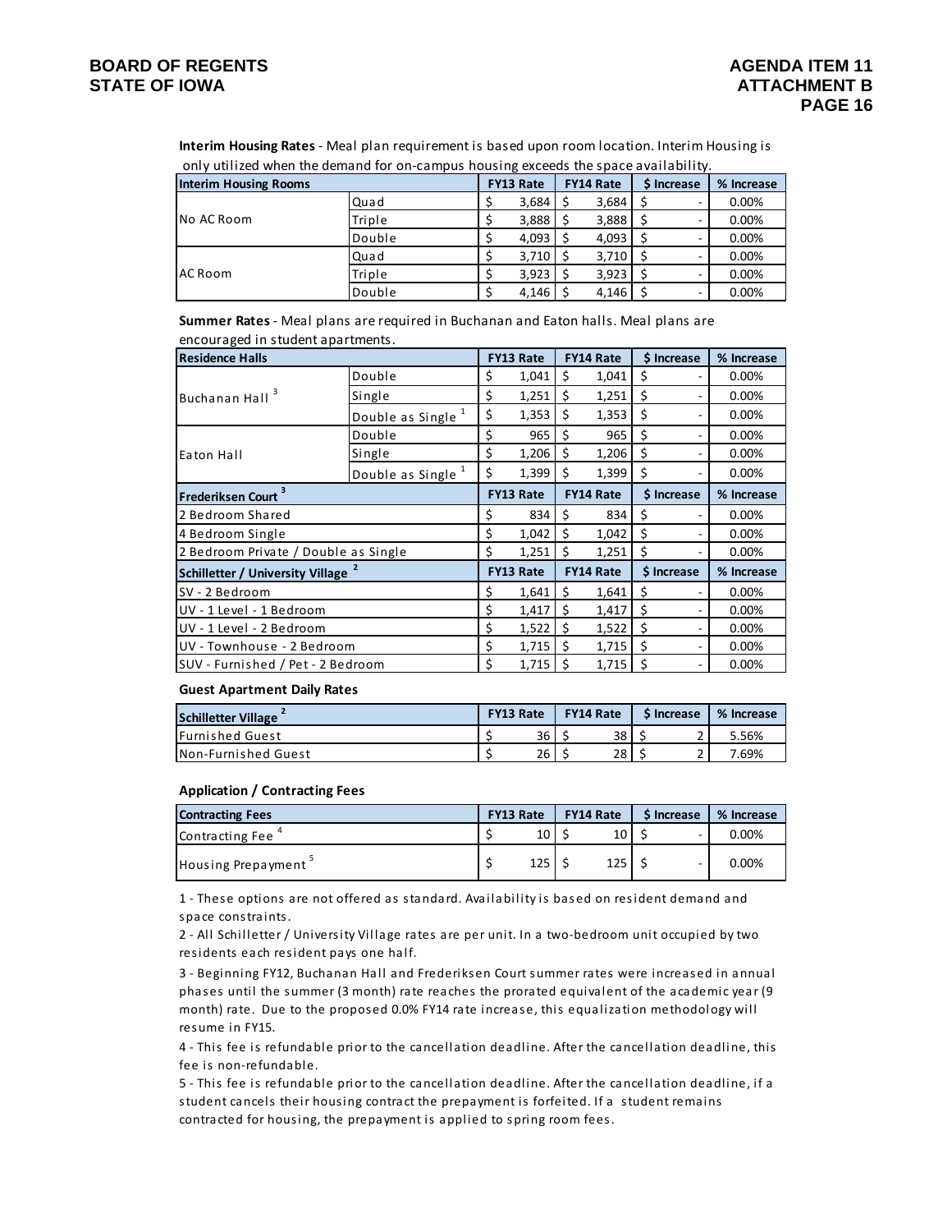**Interim Housing Rates** - Meal plan requirement is based upon room location. Interim Housing is only utilized when the demand for on-campus housing exceeds the space availability.

| Interim Housing Rooms | | FY13 Rate | FY14 Rate | $ Increase | % Increase |
|---|---|---|---|---|---|
| No AC Room | Quad | $ 3,684 | $ 3,684 | $ - | 0.00% |
| | Triple | $ 3,888 | $ 3,888 | $ - | 0.00% |
| | Double | $ 4,093 | $ 4,093 | $ - | 0.00% |
| AC Room | Quad | $ 3,710 | $ 3,710 | $ - | 0.00% |
| | Triple | $ 3,923 | $ 3,923 | $ - | 0.00% |
| | Double | $ 4,146 | $ 4,146 | $ - | 0.00% |

**Summer Rates** - Meal plans are required in Buchanan and Eaton halls. Meal plans are encouraged in student apartments.

| Residence Halls | | FY13 Rate | FY14 Rate | $ Increase | % Increase |
|---|---|---|---|---|---|
| Buchanan Hall [3] | Double | $ 1,041 | $ 1,041 | $ - | 0.00% |
| | Single | $ 1,251 | $ 1,251 | $ - | 0.00% |
| | Double as Single [1] | $ 1,353 | $ 1,353 | $ - | 0.00% |
| Eaton Hall | Double | $ 965 | $ 965 | $ - | 0.00% |
| | Single | $ 1,206 | $ 1,206 | $ - | 0.00% |
| | Double as Single [1] | $ 1,399 | $ 1,399 | $ - | 0.00% |
| **Frederiksen Court [3]** | | **FY13 Rate** | **FY14 Rate** | **$ Increase** | **% Increase** |
| 2 Bedroom Shared | | $ 834 | $ 834 | $ - | 0.00% |
| 4 Bedroom Single | | $ 1,042 | $ 1,042 | $ - | 0.00% |
| 2 Bedroom Private / Double as Single | | $ 1,251 | $ 1,251 | $ - | 0.00% |
| **Schilletter / University Village [2]** | | **FY13 Rate** | **FY14 Rate** | **$ Increase** | **% Increase** |
| SV - 2 Bedroom | | $ 1,641 | $ 1,641 | $ - | 0.00% |
| UV - 1 Level - 1 Bedroom | | $ 1,417 | $ 1,417 | $ - | 0.00% |
| UV - 1 Level - 2 Bedroom | | $ 1,522 | $ 1,522 | $ - | 0.00% |
| UV - Townhouse - 2 Bedroom | | $ 1,715 | $ 1,715 | $ - | 0.00% |
| SUV - Furnished / Pet - 2 Bedroom | | $ 1,715 | $ 1,715 | $ - | 0.00% |

**Guest Apartment Daily Rates**

| Schilletter Village [2] | FY13 Rate | FY14 Rate | $ Increase | % Increase |
|---|---|---|---|---|
| Furnished Guest | $ 36 | $ 38 | $ 2 | 5.56% |
| Non-Furnished Guest | $ 26 | $ 28 | $ 2 | 7.69% |

**Application / Contracting Fees**

| Contracting Fees | FY13 Rate | FY14 Rate | $ Increase | % Increase |
|---|---|---|---|---|
| Contracting Fee [4] | $ 10 | $ 10 | $ - | 0.00% |
| Housing Prepayment [5] | $ 125 | $ 125 | $ - | 0.00% |

1 - These options are not offered as standard. Availability is based on resident demand and space constraints.

2 - All Schilletter / University Village rates are per unit. In a two-bedroom unit occupied by two residents each resident pays one half.

3 - Beginning FY12, Buchanan Hall and Frederiksen Court summer rates were increased in annual phases until the summer (3 month) rate reaches the prorated equivalent of the academic year (9 month) rate. Due to the proposed 0.0% FY14 rate increase, this equalization methodology will resume in FY15.

4 - This fee is refundable prior to the cancellation deadline. After the cancellation deadline, this fee is non-refundable.

5 - This fee is refundable prior to the cancellation deadline. After the cancellation deadline, if a student cancels their housing contract the prepayment is forfeited. If a student remains contracted for housing, the prepayment is applied to spring room fees.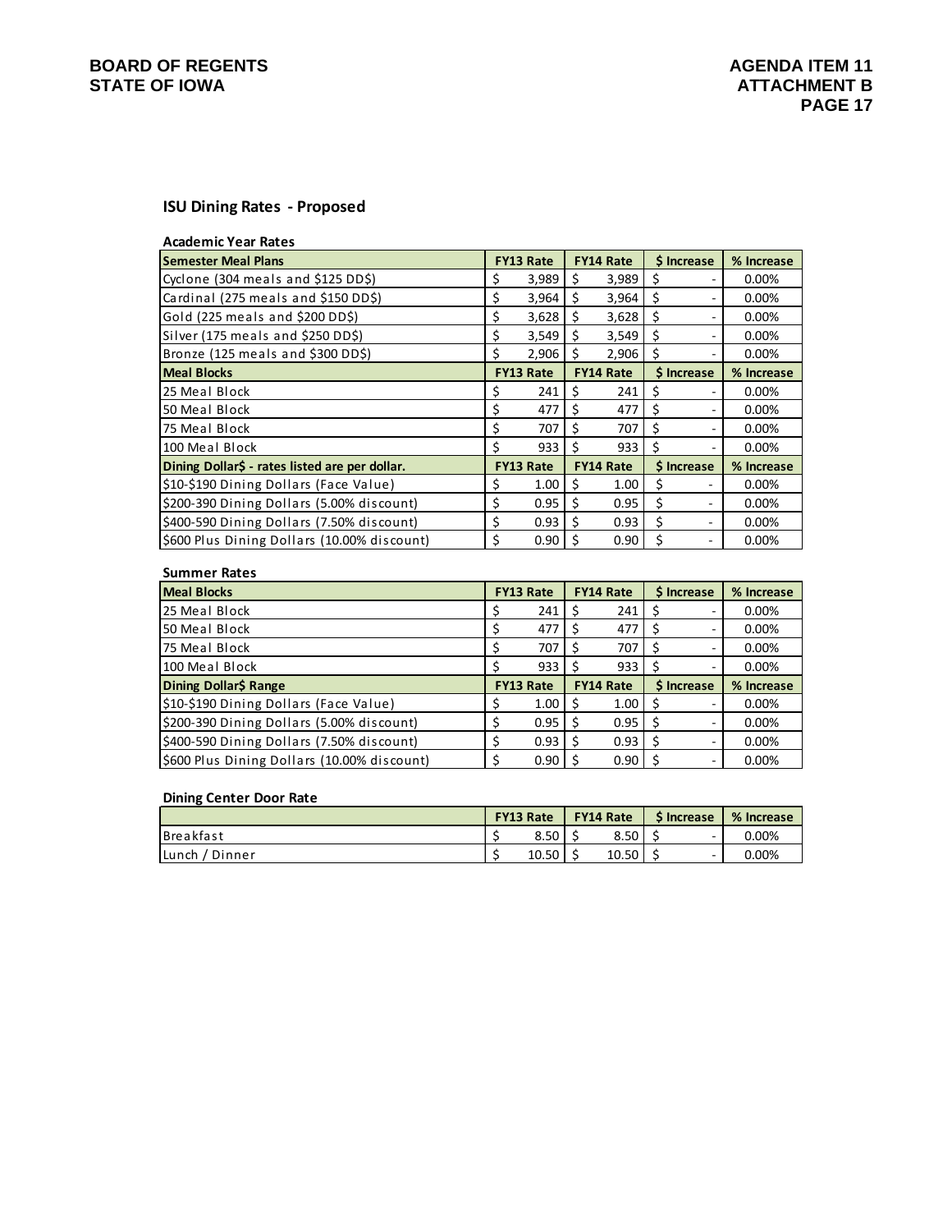BOARD OF REGENTS
STATE OF IOWA

AGENDA ITEM 11
ATTACHMENT B

## ISU Dining Rates - Proposed

### Academic Year Rates

| Semester Meal Plans | FY13 Rate | FY14 Rate | $ Increase | % Increase |
|---|---|---|---|---|
| Cyclone (304 meals and $125 DD$) | $ 3,989 | $ 3,989 | $ - | 0.00% |
| Cardinal (275 meals and $150 DD$) | $ 3,964 | $ 3,964 | $ - | 0.00% |
| Gold (225 meals and $200 DD$) | $ 3,628 | $ 3,628 | $ - | 0.00% |
| Silver (175 meals and $250 DD$) | $ 3,549 | $ 3,549 | $ - | 0.00% |
| Bronze (125 meals and $300 DD$) | $ 2,906 | $ 2,906 | $ - | 0.00% |
| **Meal Blocks** | **FY13 Rate** | **FY14 Rate** | **$ Increase** | **% Increase** |
| 25 Meal Block | $ 241 | $ 241 | $ - | 0.00% |
| 50 Meal Block | $ 477 | $ 477 | $ - | 0.00% |
| 75 Meal Block | $ 707 | $ 707 | $ - | 0.00% |
| 100 Meal Block | $ 933 | $ 933 | $ - | 0.00% |
| **Dining Dollar$ - rates listed are per dollar.** | **FY13 Rate** | **FY14 Rate** | **$ Increase** | **% Increase** |
| $10-$190 Dining Dollars (Face Value) | $ 1.00 | $ 1.00 | $ - | 0.00% |
| $200-390 Dining Dollars (5.00% discount) | $ 0.95 | $ 0.95 | $ - | 0.00% |
| $400-590 Dining Dollars (7.50% discount) | $ 0.93 | $ 0.93 | $ - | 0.00% |
| $600 Plus Dining Dollars (10.00% discount) | $ 0.90 | $ 0.90 | $ - | 0.00% |

### Summer Rates

| Meal Blocks | FY13 Rate | FY14 Rate | $ Increase | % Increase |
|---|---|---|---|---|
| 25 Meal Block | $ 241 | $ 241 | $ - | 0.00% |
| 50 Meal Block | $ 477 | $ 477 | $ - | 0.00% |
| 75 Meal Block | $ 707 | $ 707 | $ - | 0.00% |
| 100 Meal Block | $ 933 | $ 933 | $ - | 0.00% |
| **Dining Dollar$ Range** | **FY13 Rate** | **FY14 Rate** | **$ Increase** | **% Increase** |
| $10-$190 Dining Dollars (Face Value) | $ 1.00 | $ 1.00 | $ - | 0.00% |
| $200-390 Dining Dollars (5.00% discount) | $ 0.95 | $ 0.95 | $ - | 0.00% |
| $400-590 Dining Dollars (7.50% discount) | $ 0.93 | $ 0.93 | $ - | 0.00% |
| $600 Plus Dining Dollars (10.00% discount) | $ 0.90 | $ 0.90 | $ - | 0.00% |

### Dining Center Door Rate

| | FY13 Rate | FY14 Rate | $ Increase | % Increase |
|---|---|---|---|---|
| Breakfast | $ 8.50 | $ 8.50 | $ - | 0.00% |
| Lunch / Dinner | $ 10.50 | $ 10.50 | $ - | 0.00% |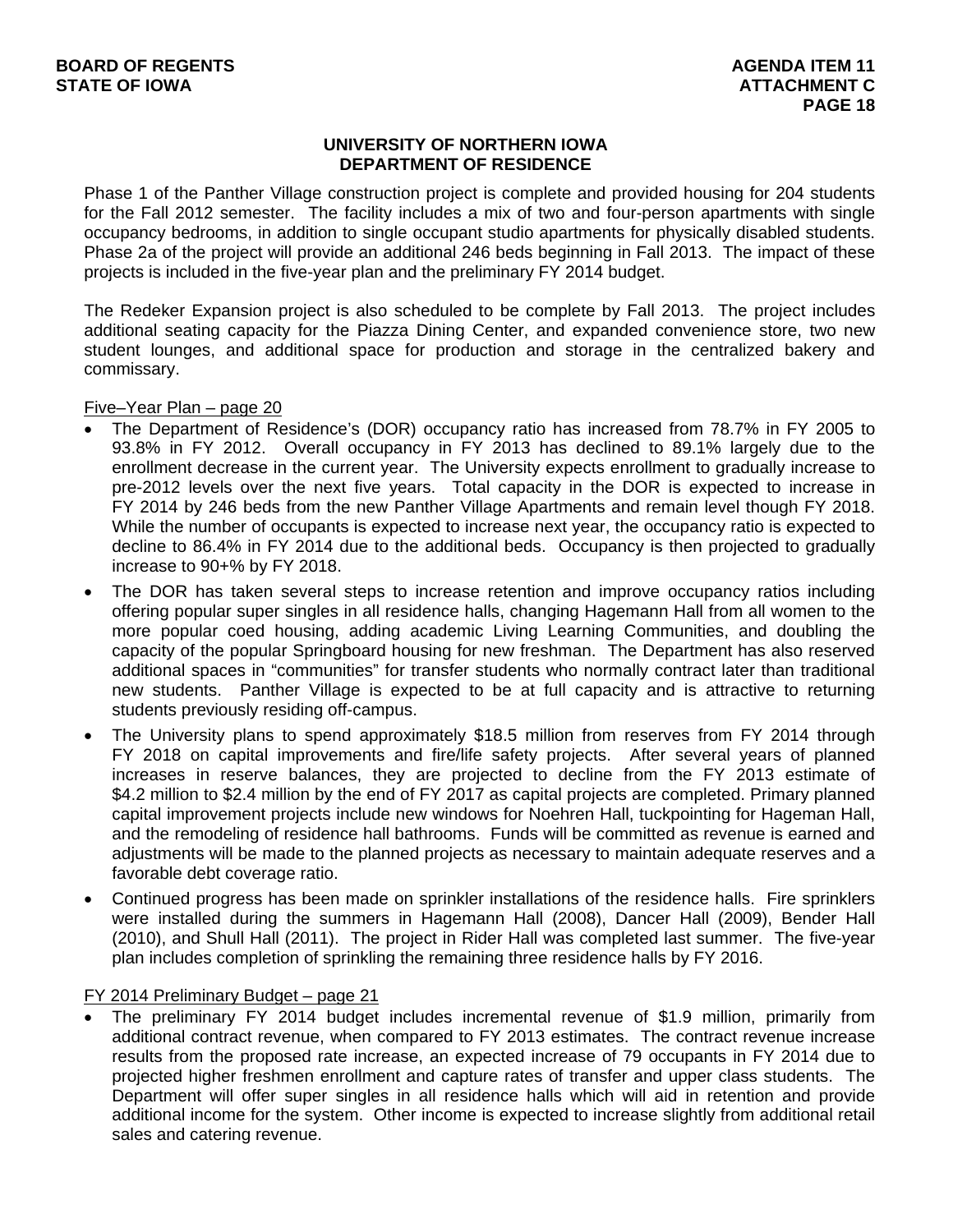## UNIVERSITY OF NORTHERN IOWA
## DEPARTMENT OF RESIDENCE

Phase 1 of the Panther Village construction project is complete and provided housing for 204 students for the Fall 2012 semester. The facility includes a mix of two and four-person apartments with single occupancy bedrooms, in addition to single occupant studio apartments for physically disabled students. Phase 2a of the project will provide an additional 246 beds beginning in Fall 2013. The impact of these projects is included in the five-year plan and the preliminary FY 2014 budget.

The Redeker Expansion project is also scheduled to be complete by Fall 2013. The project includes additional seating capacity for the Piazza Dining Center, and expanded convenience store, two new student lounges, and additional space for production and storage in the centralized bakery and commissary.

Five–Year Plan – page 20

- The Department of Residence's (DOR) occupancy ratio has increased from 78.7% in FY 2005 to 93.8% in FY 2012. Overall occupancy in FY 2013 has declined to 89.1% largely due to the enrollment decrease in the current year. The University expects enrollment to gradually increase to pre-2012 levels over the next five years. Total capacity in the DOR is expected to increase in FY 2014 by 246 beds from the new Panther Village Apartments and remain level though FY 2018. While the number of occupants is expected to increase next year, the occupancy ratio is expected to decline to 86.4% in FY 2014 due to the additional beds. Occupancy is then projected to gradually increase to 90+% by FY 2018.
- The DOR has taken several steps to increase retention and improve occupancy ratios including offering popular super singles in all residence halls, changing Hagemann Hall from all women to the more popular coed housing, adding academic Living Learning Communities, and doubling the capacity of the popular Springboard housing for new freshman. The Department has also reserved additional spaces in "communities" for transfer students who normally contract later than traditional new students. Panther Village is expected to be at full capacity and is attractive to returning students previously residing off-campus.
- The University plans to spend approximately $18.5 million from reserves from FY 2014 through FY 2018 on capital improvements and fire/life safety projects. After several years of planned increases in reserve balances, they are projected to decline from the FY 2013 estimate of $4.2 million to $2.4 million by the end of FY 2017 as capital projects are completed. Primary planned capital improvement projects include new windows for Noehren Hall, tuckpointing for Hageman Hall, and the remodeling of residence hall bathrooms. Funds will be committed as revenue is earned and adjustments will be made to the planned projects as necessary to maintain adequate reserves and a favorable debt coverage ratio.
- Continued progress has been made on sprinkler installations of the residence halls. Fire sprinklers were installed during the summers in Hagemann Hall (2008), Dancer Hall (2009), Bender Hall (2010), and Shull Hall (2011). The project in Rider Hall was completed last summer. The five-year plan includes completion of sprinkling the remaining three residence halls by FY 2016.

FY 2014 Preliminary Budget – page 21

- The preliminary FY 2014 budget includes incremental revenue of $1.9 million, primarily from additional contract revenue, when compared to FY 2013 estimates. The contract revenue increase results from the proposed rate increase, an expected increase of 79 occupants in FY 2014 due to projected higher freshmen enrollment and capture rates of transfer and upper class students. The Department will offer super singles in all residence halls which will aid in retention and provide additional income for the system. Other income is expected to increase slightly from additional retail sales and catering revenue.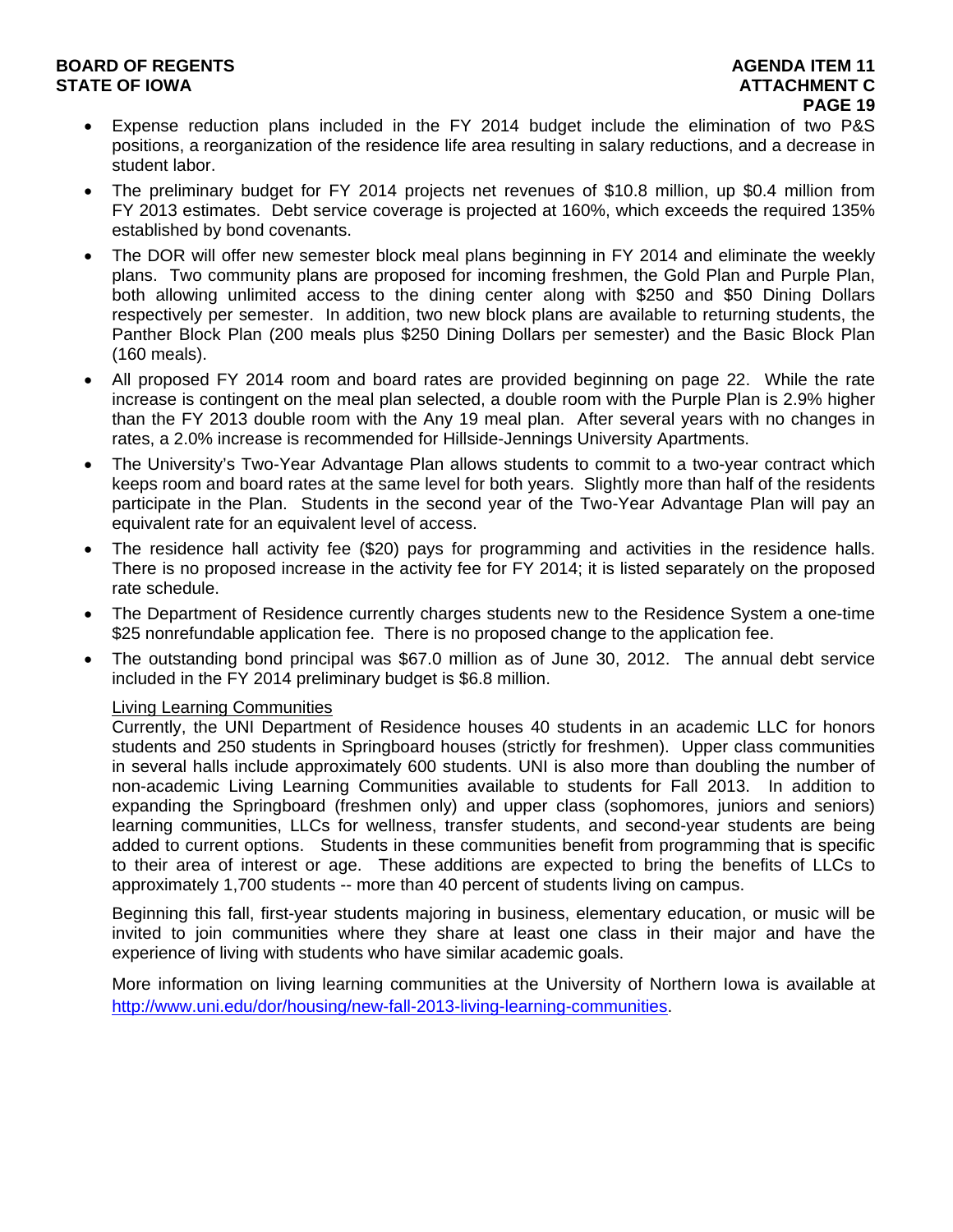- Expense reduction plans included in the FY 2014 budget include the elimination of two P&S positions, a reorganization of the residence life area resulting in salary reductions, and a decrease in student labor.
- The preliminary budget for FY 2014 projects net revenues of $10.8 million, up $0.4 million from FY 2013 estimates. Debt service coverage is projected at 160%, which exceeds the required 135% established by bond covenants.
- The DOR will offer new semester block meal plans beginning in FY 2014 and eliminate the weekly plans. Two community plans are proposed for incoming freshmen, the Gold Plan and Purple Plan, both allowing unlimited access to the dining center along with $250 and $50 Dining Dollars respectively per semester. In addition, two new block plans are available to returning students, the Panther Block Plan (200 meals plus $250 Dining Dollars per semester) and the Basic Block Plan (160 meals).
- All proposed FY 2014 room and board rates are provided beginning on page 22. While the rate increase is contingent on the meal plan selected, a double room with the Purple Plan is 2.9% higher than the FY 2013 double room with the Any 19 meal plan. After several years with no changes in rates, a 2.0% increase is recommended for Hillside-Jennings University Apartments.
- The University's Two-Year Advantage Plan allows students to commit to a two-year contract which keeps room and board rates at the same level for both years. Slightly more than half of the residents participate in the Plan. Students in the second year of the Two-Year Advantage Plan will pay an equivalent rate for an equivalent level of access.
- The residence hall activity fee ($20) pays for programming and activities in the residence halls. There is no proposed increase in the activity fee for FY 2014; it is listed separately on the proposed rate schedule.
- The Department of Residence currently charges students new to the Residence System a one-time $25 nonrefundable application fee. There is no proposed change to the application fee.
- The outstanding bond principal was $67.0 million as of June 30, 2012. The annual debt service included in the FY 2014 preliminary budget is $6.8 million.

<u>Living Learning Communities</u>

Currently, the UNI Department of Residence houses 40 students in an academic LLC for honors students and 250 students in Springboard houses (strictly for freshmen). Upper class communities in several halls include approximately 600 students. UNI is also more than doubling the number of non-academic Living Learning Communities available to students for Fall 2013. In addition to expanding the Springboard (freshmen only) and upper class (sophomores, juniors and seniors) learning communities, LLCs for wellness, transfer students, and second-year students are being added to current options. Students in these communities benefit from programming that is specific to their area of interest or age. These additions are expected to bring the benefits of LLCs to approximately 1,700 students -- more than 40 percent of students living on campus.

Beginning this fall, first-year students majoring in business, elementary education, or music will be invited to join communities where they share at least one class in their major and have the experience of living with students who have similar academic goals.

More information on living learning communities at the University of Northern Iowa is available at http://www.uni.edu/dor/housing/new-fall-2013-living-learning-communities.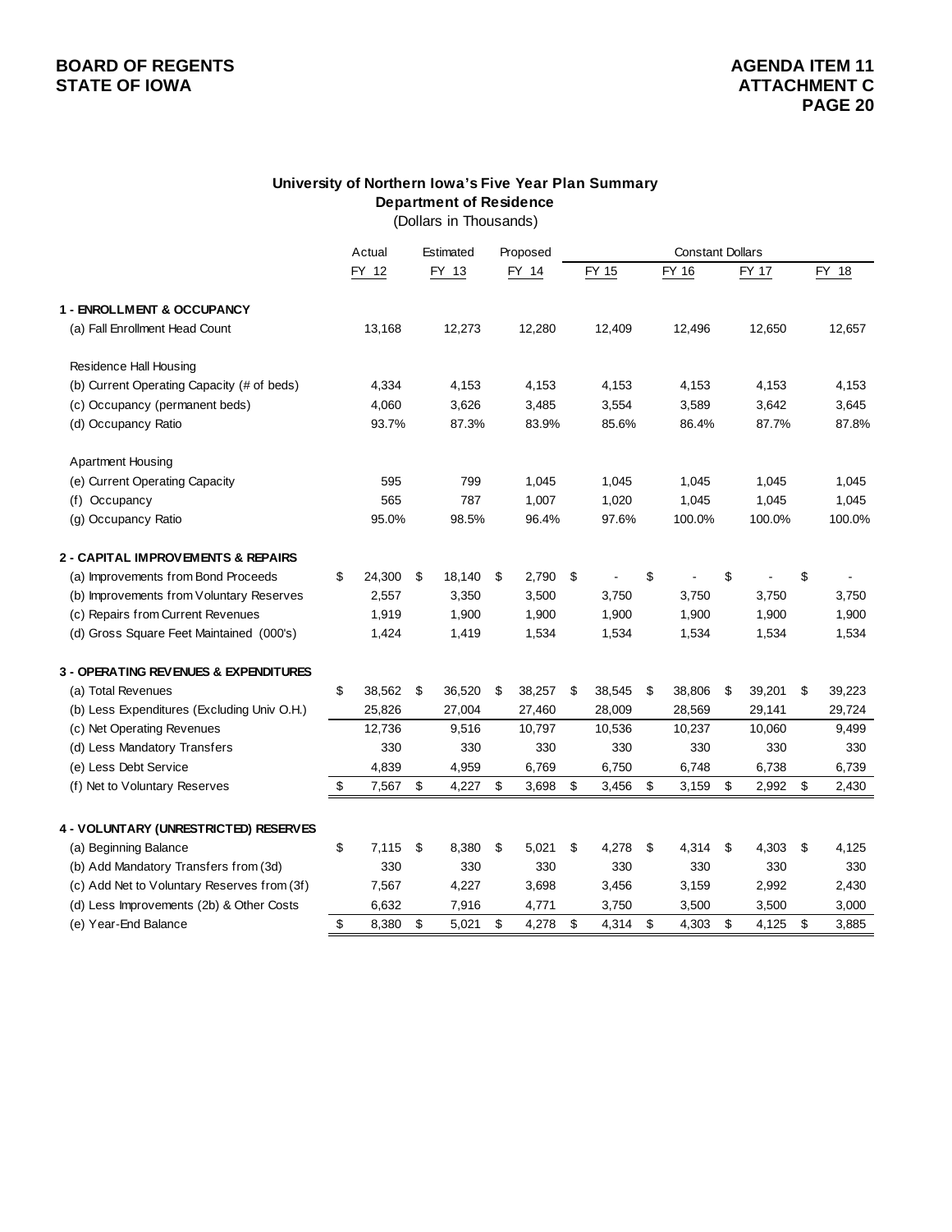**BOARD OF REGENTS**
**STATE OF IOWA**

**AGENDA ITEM 11**
**ATTACHMENT C**
**PAGE 20**

## University of Northern Iowa's Five Year Plan Summary
### Department of Residence
(Dollars in Thousands)

| | Actual | Estimated | Proposed | Constant Dollars | | | |
|---|---|---|---|---|---|---|---|
| | FY 12 | FY 13 | FY 14 | FY 15 | FY 16 | FY 17 | FY 18 |
| **1 - ENROLLMENT & OCCUPANCY** | | | | | | | |
| (a) Fall Enrollment Head Count | 13,168 | 12,273 | 12,280 | 12,409 | 12,496 | 12,650 | 12,657 |
| Residence Hall Housing | | | | | | | |
| (b) Current Operating Capacity (# of beds) | 4,334 | 4,153 | 4,153 | 4,153 | 4,153 | 4,153 | 4,153 |
| (c) Occupancy (permanent beds) | 4,060 | 3,626 | 3,485 | 3,554 | 3,589 | 3,642 | 3,645 |
| (d) Occupancy Ratio | 93.7% | 87.3% | 83.9% | 85.6% | 86.4% | 87.7% | 87.8% |
| Apartment Housing | | | | | | | |
| (e) Current Operating Capacity | 595 | 799 | 1,045 | 1,045 | 1,045 | 1,045 | 1,045 |
| (f) Occupancy | 565 | 787 | 1,007 | 1,020 | 1,045 | 1,045 | 1,045 |
| (g) Occupancy Ratio | 95.0% | 98.5% | 96.4% | 97.6% | 100.0% | 100.0% | 100.0% |
| **2 - CAPITAL IMPROVEMENTS & REPAIRS** | | | | | | | |
| (a) Improvements from Bond Proceeds | $ 24,300 | $ 18,140 | $ 2,790 | $ - | $ - | $ - | $ - |
| (b) Improvements from Voluntary Reserves | 2,557 | 3,350 | 3,500 | 3,750 | 3,750 | 3,750 | 3,750 |
| (c) Repairs from Current Revenues | 1,919 | 1,900 | 1,900 | 1,900 | 1,900 | 1,900 | 1,900 |
| (d) Gross Square Feet Maintained (000's) | 1,424 | 1,419 | 1,534 | 1,534 | 1,534 | 1,534 | 1,534 |
| **3 - OPERATING REVENUES & EXPENDITURES** | | | | | | | |
| (a) Total Revenues | $ 38,562 | $ 36,520 | $ 38,257 | $ 38,545 | $ 38,806 | $ 39,201 | $ 39,223 |
| (b) Less Expenditures (Excluding Univ O.H.) | 25,826 | 27,004 | 27,460 | 28,009 | 28,569 | 29,141 | 29,724 |
| (c) Net Operating Revenues | 12,736 | 9,516 | 10,797 | 10,536 | 10,237 | 10,060 | 9,499 |
| (d) Less Mandatory Transfers | 330 | 330 | 330 | 330 | 330 | 330 | 330 |
| (e) Less Debt Service | 4,839 | 4,959 | 6,769 | 6,750 | 6,748 | 6,738 | 6,739 |
| (f) Net to Voluntary Reserves | $ 7,567 | $ 4,227 | $ 3,698 | $ 3,456 | $ 3,159 | $ 2,992 | $ 2,430 |
| **4 - VOLUNTARY (UNRESTRICTED) RESERVES** | | | | | | | |
| (a) Beginning Balance | $ 7,115 | $ 8,380 | $ 5,021 | $ 4,278 | $ 4,314 | $ 4,303 | $ 4,125 |
| (b) Add Mandatory Transfers from (3d) | 330 | 330 | 330 | 330 | 330 | 330 | 330 |
| (c) Add Net to Voluntary Reserves from (3f) | 7,567 | 4,227 | 3,698 | 3,456 | 3,159 | 2,992 | 2,430 |
| (d) Less Improvements (2b) & Other Costs | 6,632 | 7,916 | 4,771 | 3,750 | 3,500 | 3,500 | 3,000 |
| (e) Year-End Balance | $ 8,380 | $ 5,021 | $ 4,278 | $ 4,314 | $ 4,303 | $ 4,125 | $ 3,885 |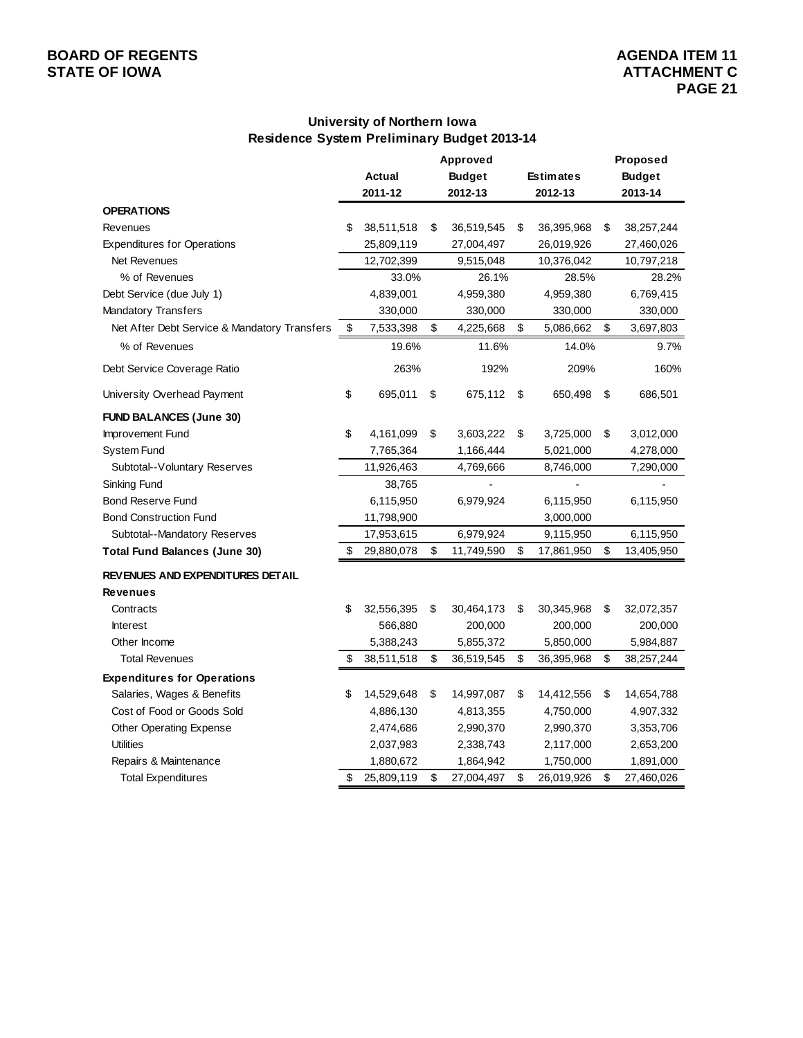## University of Northern Iowa
## Residence System Preliminary Budget 2013-14

| | Actual 2011-12 | Approved Budget 2012-13 | Estimates 2012-13 | Proposed Budget 2013-14 |
|---|---|---|---|---|
| **OPERATIONS** | | | | |
| Revenues | $ 38,511,518 | $ 36,519,545 | $ 36,395,968 | $ 38,257,244 |
| Expenditures for Operations | 25,809,119 | 27,004,497 | 26,019,926 | 27,460,026 |
| Net Revenues | 12,702,399 | 9,515,048 | 10,376,042 | 10,797,218 |
| % of Revenues | 33.0% | 26.1% | 28.5% | 28.2% |
| Debt Service (due July 1) | 4,839,001 | 4,959,380 | 4,959,380 | 6,769,415 |
| Mandatory Transfers | 330,000 | 330,000 | 330,000 | 330,000 |
| Net After Debt Service & Mandatory Transfers | $ 7,533,398 | $ 4,225,668 | $ 5,086,662 | $ 3,697,803 |
| % of Revenues | 19.6% | 11.6% | 14.0% | 9.7% |
| Debt Service Coverage Ratio | 263% | 192% | 209% | 160% |
| University Overhead Payment | $ 695,011 | $ 675,112 | $ 650,498 | $ 686,501 |
| **FUND BALANCES (June 30)** | | | | |
| Improvement Fund | $ 4,161,099 | $ 3,603,222 | $ 3,725,000 | $ 3,012,000 |
| System Fund | 7,765,364 | 1,166,444 | 5,021,000 | 4,278,000 |
| Subtotal--Voluntary Reserves | 11,926,463 | 4,769,666 | 8,746,000 | 7,290,000 |
| Sinking Fund | 38,765 | - | - | - |
| Bond Reserve Fund | 6,115,950 | 6,979,924 | 6,115,950 | 6,115,950 |
| Bond Construction Fund | 11,798,900 | | 3,000,000 | |
| Subtotal--Mandatory Reserves | 17,953,615 | 6,979,924 | 9,115,950 | 6,115,950 |
| **Total Fund Balances (June 30)** | $ 29,880,078 | $ 11,749,590 | $ 17,861,950 | $ 13,405,950 |
| **REVENUES AND EXPENDITURES DETAIL** | | | | |
| **Revenues** | | | | |
| Contracts | $ 32,556,395 | $ 30,464,173 | $ 30,345,968 | $ 32,072,357 |
| Interest | 566,880 | 200,000 | 200,000 | 200,000 |
| Other Income | 5,388,243 | 5,855,372 | 5,850,000 | 5,984,887 |
| Total Revenues | $ 38,511,518 | $ 36,519,545 | $ 36,395,968 | $ 38,257,244 |
| **Expenditures for Operations** | | | | |
| Salaries, Wages & Benefits | $ 14,529,648 | $ 14,997,087 | $ 14,412,556 | $ 14,654,788 |
| Cost of Food or Goods Sold | 4,886,130 | 4,813,355 | 4,750,000 | 4,907,332 |
| Other Operating Expense | 2,474,686 | 2,990,370 | 2,990,370 | 3,353,706 |
| Utilities | 2,037,983 | 2,338,743 | 2,117,000 | 2,653,200 |
| Repairs & Maintenance | 1,880,672 | 1,864,942 | 1,750,000 | 1,891,000 |
| Total Expenditures | $ 25,809,119 | $ 27,004,497 | $ 26,019,926 | $ 27,460,026 |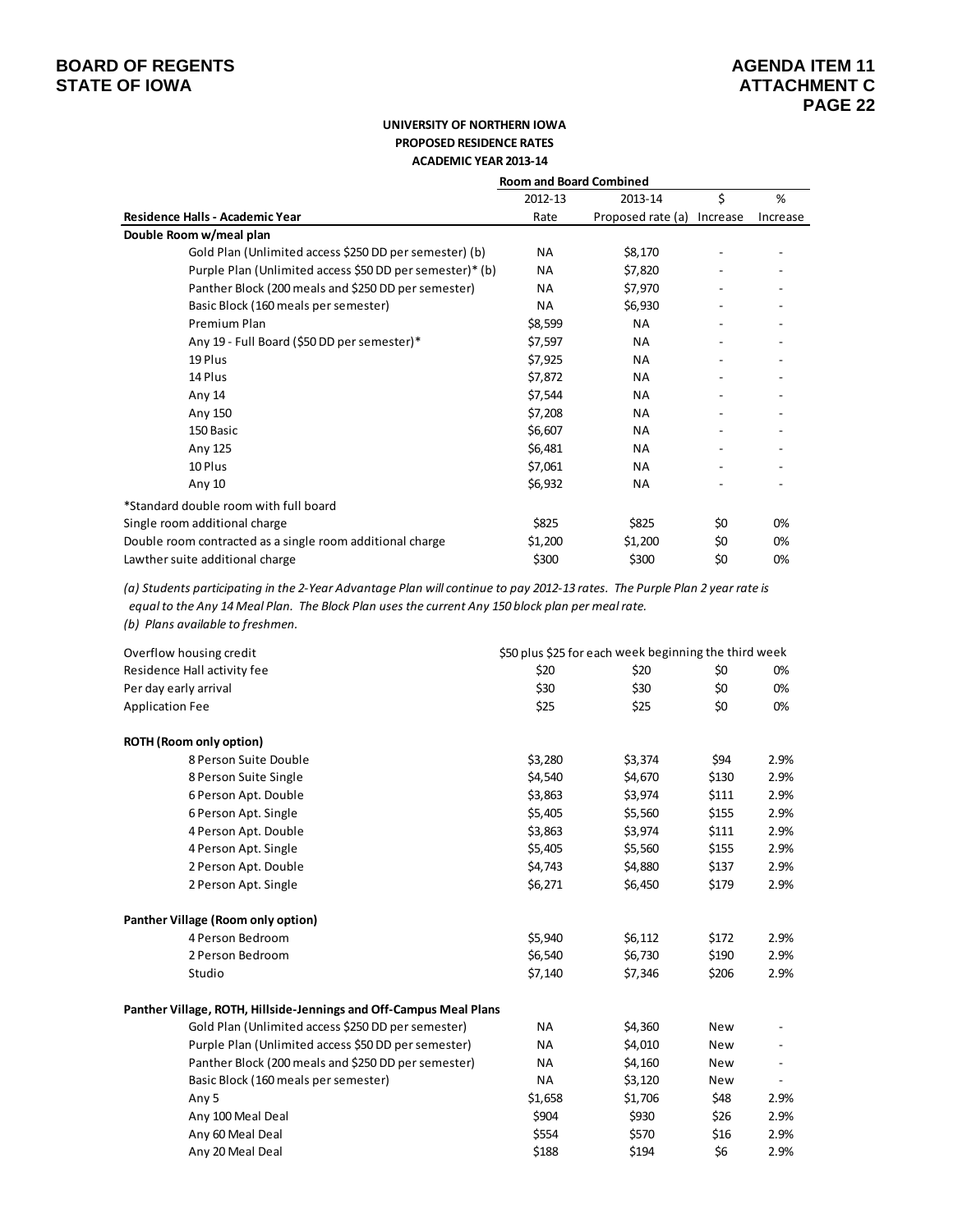**BOARD OF REGENTS**
**STATE OF IOWA**

**AGENDA ITEM 11**
**ATTACHMENT C**

**UNIVERSITY OF NORTHERN IOWA**
**PROPOSED RESIDENCE RATES**
**ACADEMIC YEAR 2013-14**

| | Room and Board Combined | | | |
|---|---|---|---|---|
| **Residence Halls - Academic Year** | 2012-13 Rate | 2013-14 Proposed rate (a) | $ Increase | % Increase |
| **Double Room w/meal plan** | | | | |
| Gold Plan (Unlimited access $250 DD per semester) (b) | NA | $8,170 | - | - |
| Purple Plan (Unlimited access $50 DD per semester)* (b) | NA | $7,820 | - | - |
| Panther Block (200 meals and $250 DD per semester) | NA | $7,970 | - | - |
| Basic Block (160 meals per semester) | NA | $6,930 | - | - |
| Premium Plan | $8,599 | NA | - | - |
| Any 19 - Full Board ($50 DD per semester)* | $7,597 | NA | - | - |
| 19 Plus | $7,925 | NA | - | - |
| 14 Plus | $7,872 | NA | - | - |
| Any 14 | $7,544 | NA | - | - |
| Any 150 | $7,208 | NA | - | - |
| 150 Basic | $6,607 | NA | - | - |
| Any 125 | $6,481 | NA | - | - |
| 10 Plus | $7,061 | NA | - | - |
| Any 10 | $6,932 | NA | - | - |
| *Standard double room with full board | | | | |
| Single room additional charge | $825 | $825 | $0 | 0% |
| Double room contracted as a single room additional charge | $1,200 | $1,200 | $0 | 0% |
| Lawther suite additional charge | $300 | $300 | $0 | 0% |

*(a) Students participating in the 2-Year Advantage Plan will continue to pay 2012-13 rates. The Purple Plan 2 year rate is equal to the Any 14 Meal Plan. The Block Plan uses the current Any 150 block plan per meal rate.*
*(b) Plans available to freshmen.*

| | 2012-13 Rate | 2013-14 Proposed rate (a) | $ Increase | % Increase |
|---|---|---|---|---|
| Overflow housing credit | $50 plus $25 for each week beginning the third week | | | |
| Residence Hall activity fee | $20 | $20 | $0 | 0% |
| Per day early arrival | $30 | $30 | $0 | 0% |
| Application Fee | $25 | $25 | $0 | 0% |
| **ROTH (Room only option)** | | | | |
| 8 Person Suite Double | $3,280 | $3,374 | $94 | 2.9% |
| 8 Person Suite Single | $4,540 | $4,670 | $130 | 2.9% |
| 6 Person Apt. Double | $3,863 | $3,974 | $111 | 2.9% |
| 6 Person Apt. Single | $5,405 | $5,560 | $155 | 2.9% |
| 4 Person Apt. Double | $3,863 | $3,974 | $111 | 2.9% |
| 4 Person Apt. Single | $5,405 | $5,560 | $155 | 2.9% |
| 2 Person Apt. Double | $4,743 | $4,880 | $137 | 2.9% |
| 2 Person Apt. Single | $6,271 | $6,450 | $179 | 2.9% |
| **Panther Village (Room only option)** | | | | |
| 4 Person Bedroom | $5,940 | $6,112 | $172 | 2.9% |
| 2 Person Bedroom | $6,540 | $6,730 | $190 | 2.9% |
| Studio | $7,140 | $7,346 | $206 | 2.9% |
| **Panther Village, ROTH, Hillside-Jennings and Off-Campus Meal Plans** | | | | |
| Gold Plan (Unlimited access $250 DD per semester) | NA | $4,360 | New | - |
| Purple Plan (Unlimited access $50 DD per semester) | NA | $4,010 | New | - |
| Panther Block (200 meals and $250 DD per semester) | NA | $4,160 | New | - |
| Basic Block (160 meals per semester) | NA | $3,120 | New | - |
| Any 5 | $1,658 | $1,706 | $48 | 2.9% |
| Any 100 Meal Deal | $904 | $930 | $26 | 2.9% |
| Any 60 Meal Deal | $554 | $570 | $16 | 2.9% |
| Any 20 Meal Deal | $188 | $194 | $6 | 2.9% |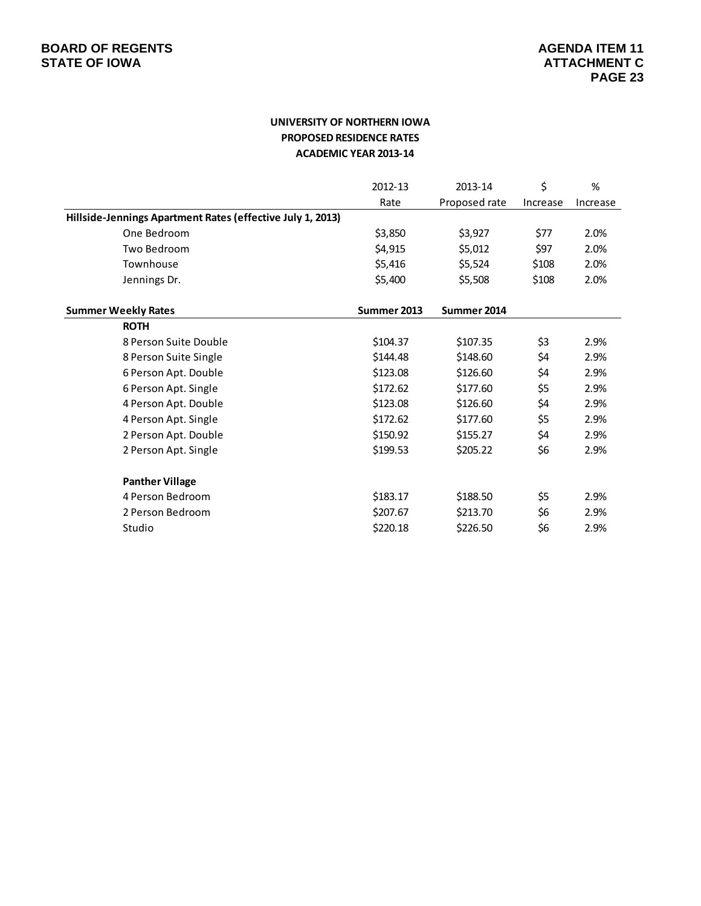## UNIVERSITY OF NORTHERN IOWA
## PROPOSED RESIDENCE RATES
## ACADEMIC YEAR 2013-14

| | 2012-13 Rate | 2013-14 Proposed rate | $ Increase | % Increase |
|---|---|---|---|---|
| **Hillside-Jennings Apartment Rates (effective July 1, 2013)** | | | | |
| One Bedroom | $3,850 | $3,927 | $77 | 2.0% |
| Two Bedroom | $4,915 | $5,012 | $97 | 2.0% |
| Townhouse | $5,416 | $5,524 | $108 | 2.0% |
| Jennings Dr. | $5,400 | $5,508 | $108 | 2.0% |
| | | | | |
| **Summer Weekly Rates** | **Summer 2013** | **Summer 2014** | | |
| **ROTH** | | | | |
| 8 Person Suite Double | $104.37 | $107.35 | $3 | 2.9% |
| 8 Person Suite Single | $144.48 | $148.60 | $4 | 2.9% |
| 6 Person Apt. Double | $123.08 | $126.60 | $4 | 2.9% |
| 6 Person Apt. Single | $172.62 | $177.60 | $5 | 2.9% |
| 4 Person Apt. Double | $123.08 | $126.60 | $4 | 2.9% |
| 4 Person Apt. Single | $172.62 | $177.60 | $5 | 2.9% |
| 2 Person Apt. Double | $150.92 | $155.27 | $4 | 2.9% |
| 2 Person Apt. Single | $199.53 | $205.22 | $6 | 2.9% |
| | | | | |
| **Panther Village** | | | | |
| 4 Person Bedroom | $183.17 | $188.50 | $5 | 2.9% |
| 2 Person Bedroom | $207.67 | $213.70 | $6 | 2.9% |
| Studio | $220.18 | $226.50 | $6 | 2.9% |